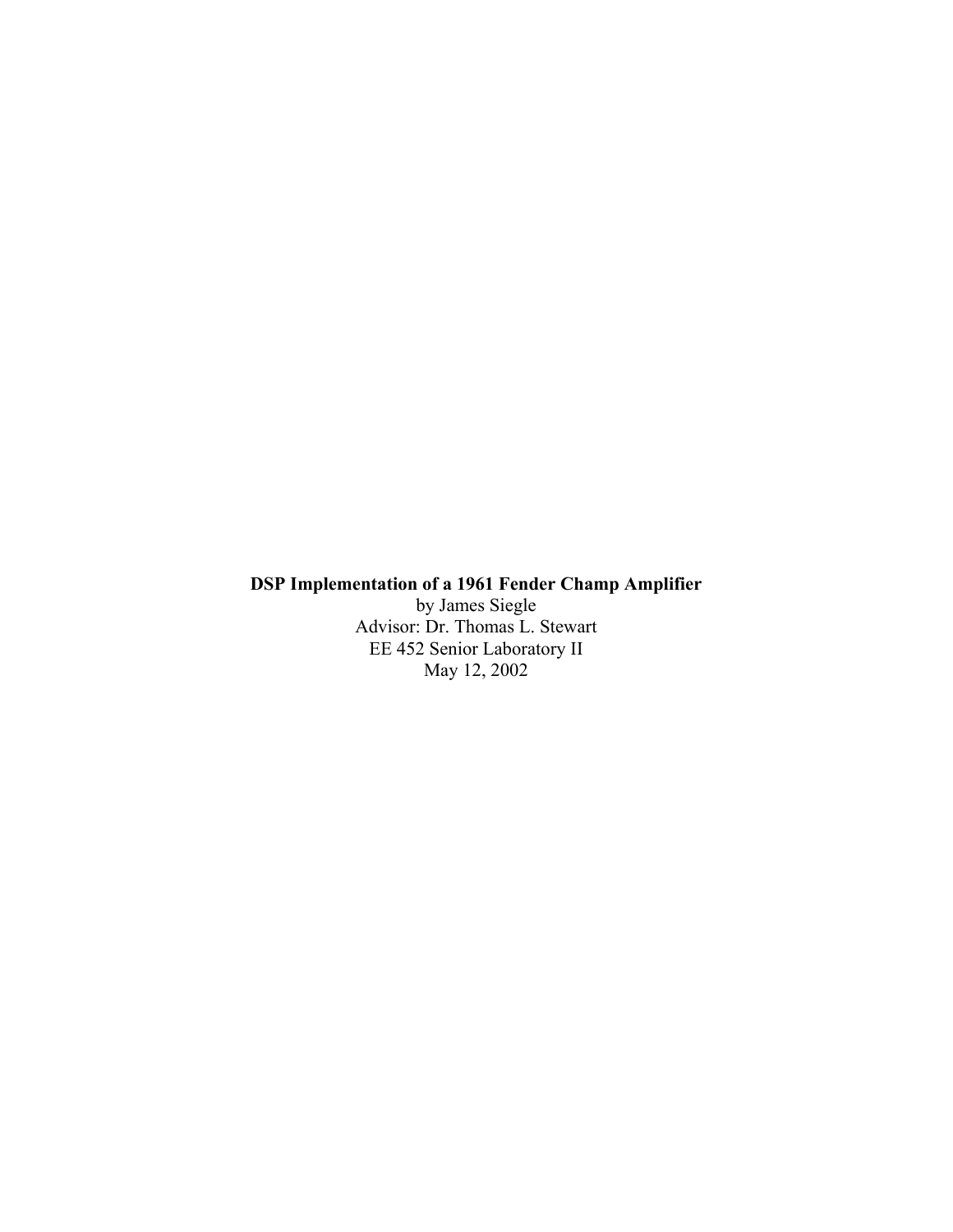**DSP Implementation of a 1961 Fender Champ Amplifier**

by James Siegle

Advisor: Dr. Thomas L. Stewart

EE 452 Senior Laboratory II

May 12, 2002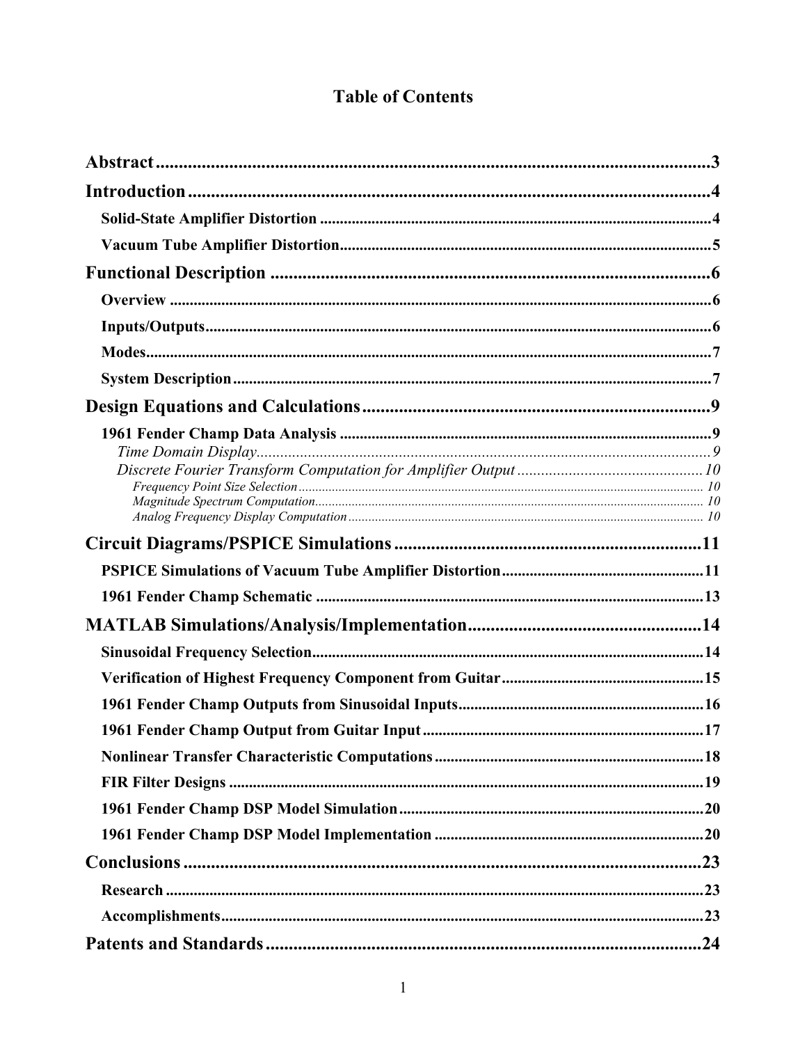# Table of Contents

**Abstract** ........................................................................................................................3

**Introduction** ...................................................................................................................4

- **Solid-State Amplifier Distortion** ..................................................................................4
- **Vacuum Tube Amplifier Distortion**............................................................................5

**Functional Description** ..................................................................................................6

- **Overview** .......................................................................................................................6
- **Inputs/Outputs**...............................................................................................................6
- **Modes**.............................................................................................................................7
- **System Description**........................................................................................................7

**Design Equations and Calculations**..............................................................................9

- **1961 Fender Champ Data Analysis** .............................................................................9
  - *Time Domain Display*..................................................................................................9
  - *Discrete Fourier Transform Computation for Amplifier Output* ..............................10
    - *Frequency Point Size Selection* ..........................................................................10
    - *Magnitude Spectrum Computation*....................................................................10
    - *Analog Frequency Display Computation* ..........................................................10

**Circuit Diagrams/PSPICE Simulations** ......................................................................11

- **PSPICE Simulations of Vacuum Tube Amplifier Distortion**..................................11
- **1961 Fender Champ Schematic** ...................................................................................13

**MATLAB Simulations/Analysis/Implementation**....................................................14

- **Sinusoidal Frequency Selection**...................................................................................14
- **Verification of Highest Frequency Component from Guitar**..................................15
- **1961 Fender Champ Outputs from Sinusoidal Inputs**.............................................16
- **1961 Fender Champ Output from Guitar Input**......................................................17
- **Nonlinear Transfer Characteristic Computations**....................................................18
- **FIR Filter Designs** ........................................................................................................19
- **1961 Fender Champ DSP Model Simulation**............................................................20
- **1961 Fender Champ DSP Model Implementation** ....................................................20

**Conclusions** ..................................................................................................................23

- **Research** .......................................................................................................................23
- **Accomplishments**.........................................................................................................23

**Patents and Standards**..................................................................................................24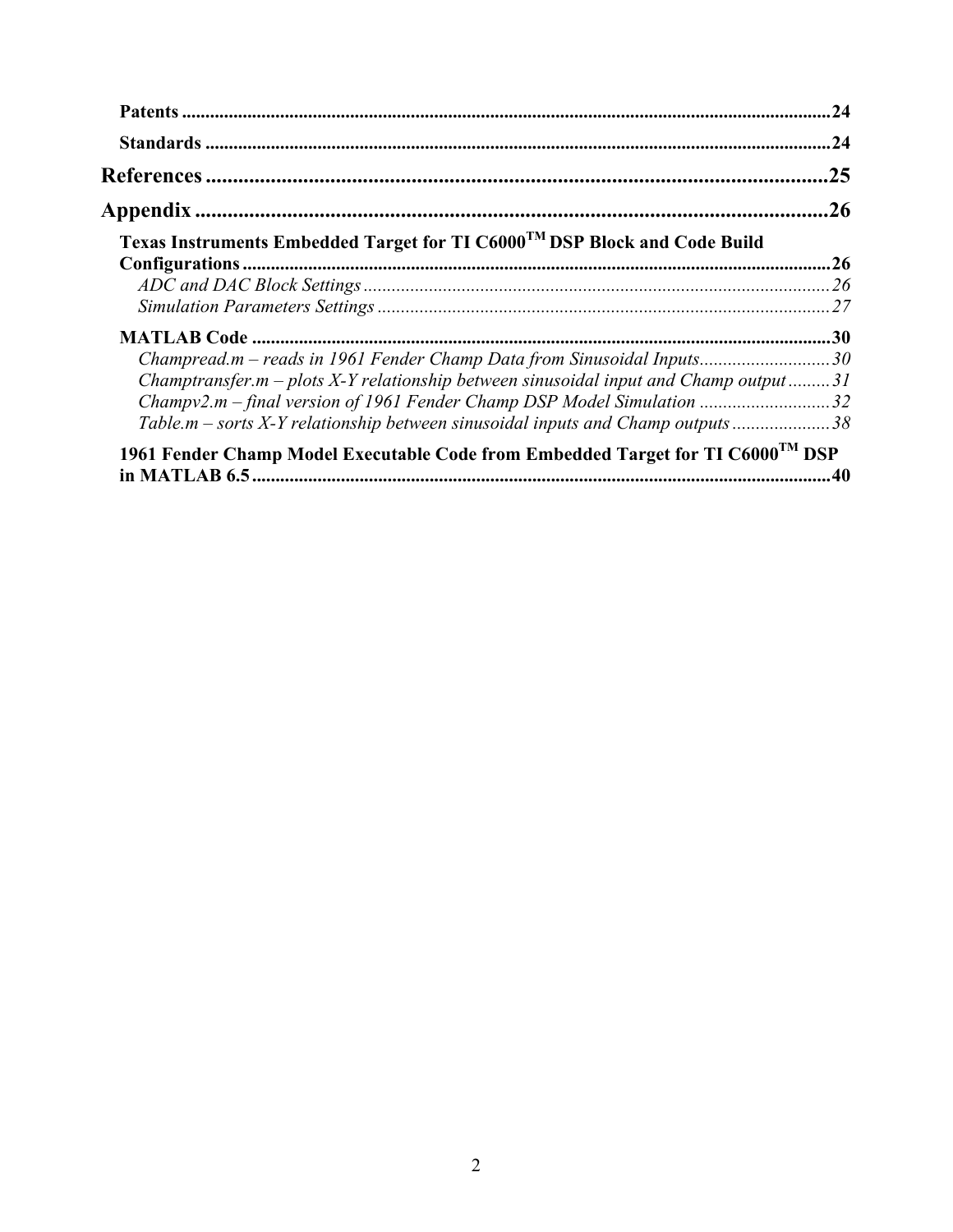**Patents** ........................................................................................................................24

**Standards** ....................................................................................................................24

**References** ...................................................................................................25

**Appendix** .....................................................................................................26

**Texas Instruments Embedded Target for TI C6000$^{TM}$ DSP Block and Code Build Configurations** ..........................................................................................................26

*ADC and DAC Block Settings* ..................................................................................26

*Simulation Parameters Settings* ...............................................................................27

**MATLAB Code** ...........................................................................................................30

*Champread.m – reads in 1961 Fender Champ Data from Sinusoidal Inputs*..........................30

*Champtransfer.m – plots X-Y relationship between sinusoidal input and Champ output*.........31

*Champv2.m – final version of 1961 Fender Champ DSP Model Simulation* ..........................32

*Table.m – sorts X-Y relationship between sinusoidal inputs and Champ outputs*....................38

**1961 Fender Champ Model Executable Code from Embedded Target for TI C6000$^{TM}$ DSP in MATLAB 6.5**..........................................................................................................40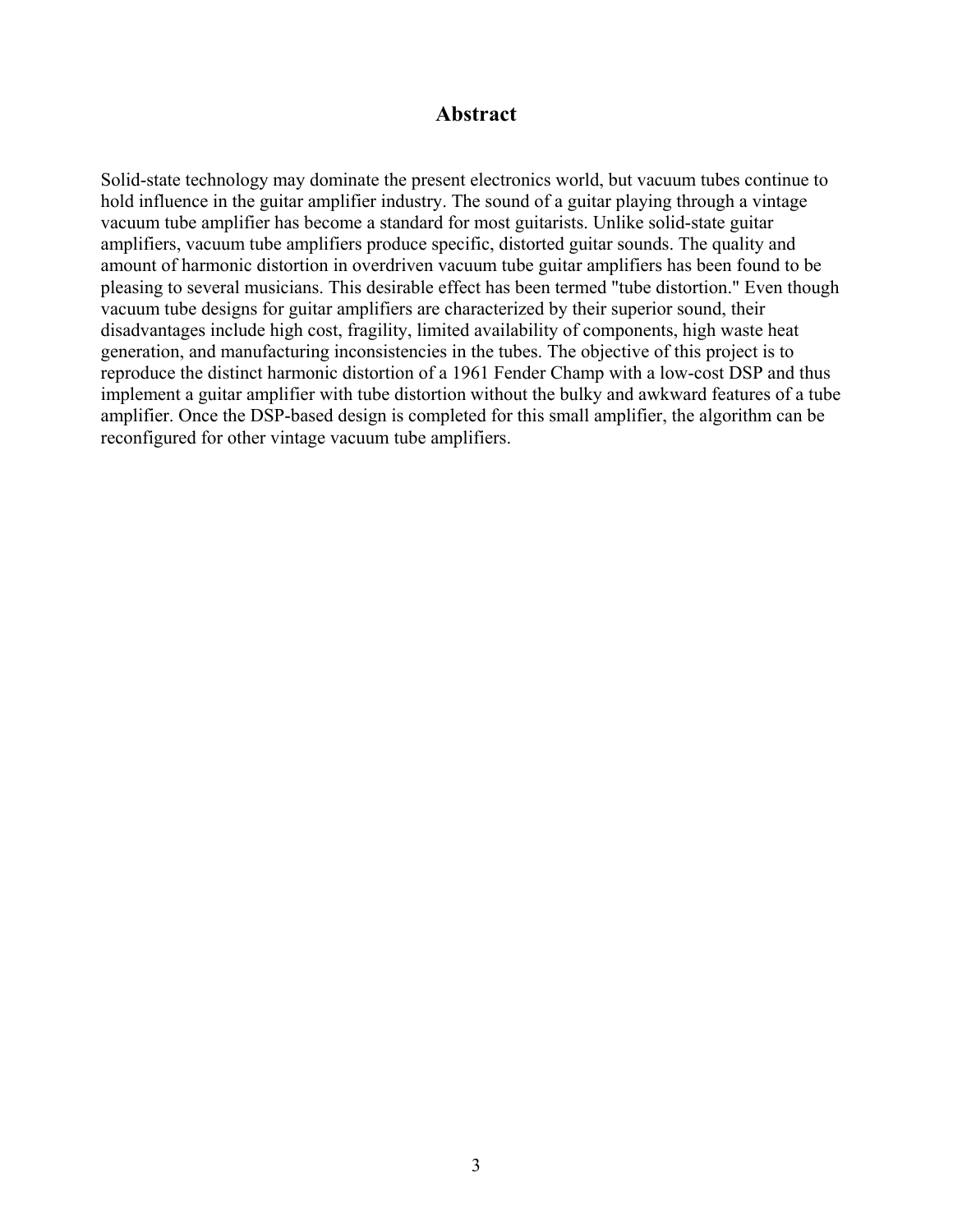# Abstract

Solid-state technology may dominate the present electronics world, but vacuum tubes continue to hold influence in the guitar amplifier industry. The sound of a guitar playing through a vintage vacuum tube amplifier has become a standard for most guitarists. Unlike solid-state guitar amplifiers, vacuum tube amplifiers produce specific, distorted guitar sounds. The quality and amount of harmonic distortion in overdriven vacuum tube guitar amplifiers has been found to be pleasing to several musicians. This desirable effect has been termed "tube distortion." Even though vacuum tube designs for guitar amplifiers are characterized by their superior sound, their disadvantages include high cost, fragility, limited availability of components, high waste heat generation, and manufacturing inconsistencies in the tubes. The objective of this project is to reproduce the distinct harmonic distortion of a 1961 Fender Champ with a low-cost DSP and thus implement a guitar amplifier with tube distortion without the bulky and awkward features of a tube amplifier. Once the DSP-based design is completed for this small amplifier, the algorithm can be reconfigured for other vintage vacuum tube amplifiers.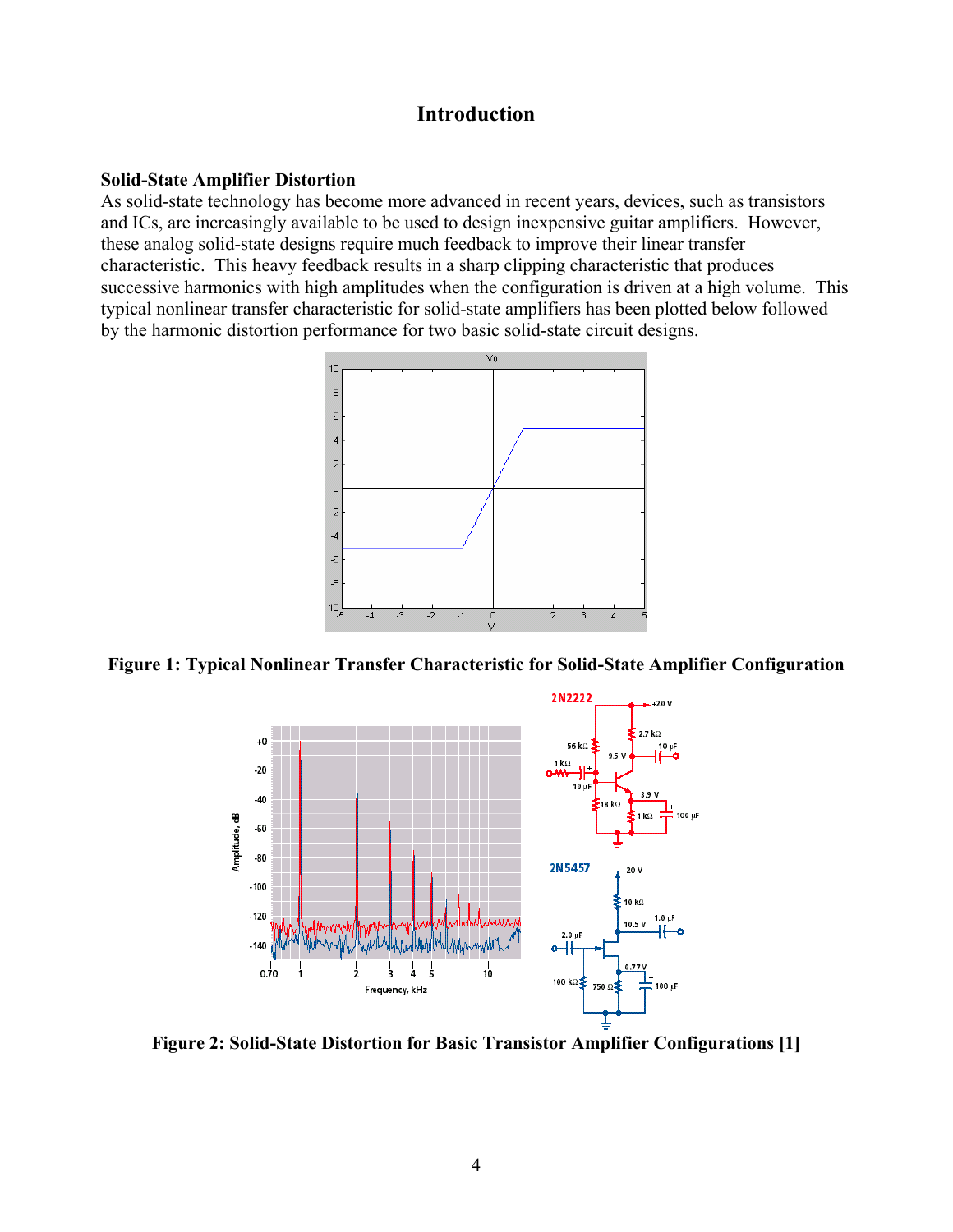# Introduction

### Solid-State Amplifier Distortion

As solid-state technology has become more advanced in recent years, devices, such as transistors and ICs, are increasingly available to be used to design inexpensive guitar amplifiers. However, these analog solid-state designs require much feedback to improve their linear transfer characteristic. This heavy feedback results in a sharp clipping characteristic that produces successive harmonics with high amplitudes when the configuration is driven at a high volume. This typical nonlinear transfer characteristic for solid-state amplifiers has been plotted below followed by the harmonic distortion performance for two basic solid-state circuit designs.

**Figure 1: Typical Nonlinear Transfer Characteristic for Solid-State Amplifier Configuration**

**Figure 2: Solid-State Distortion for Basic Transistor Amplifier Configurations [1]**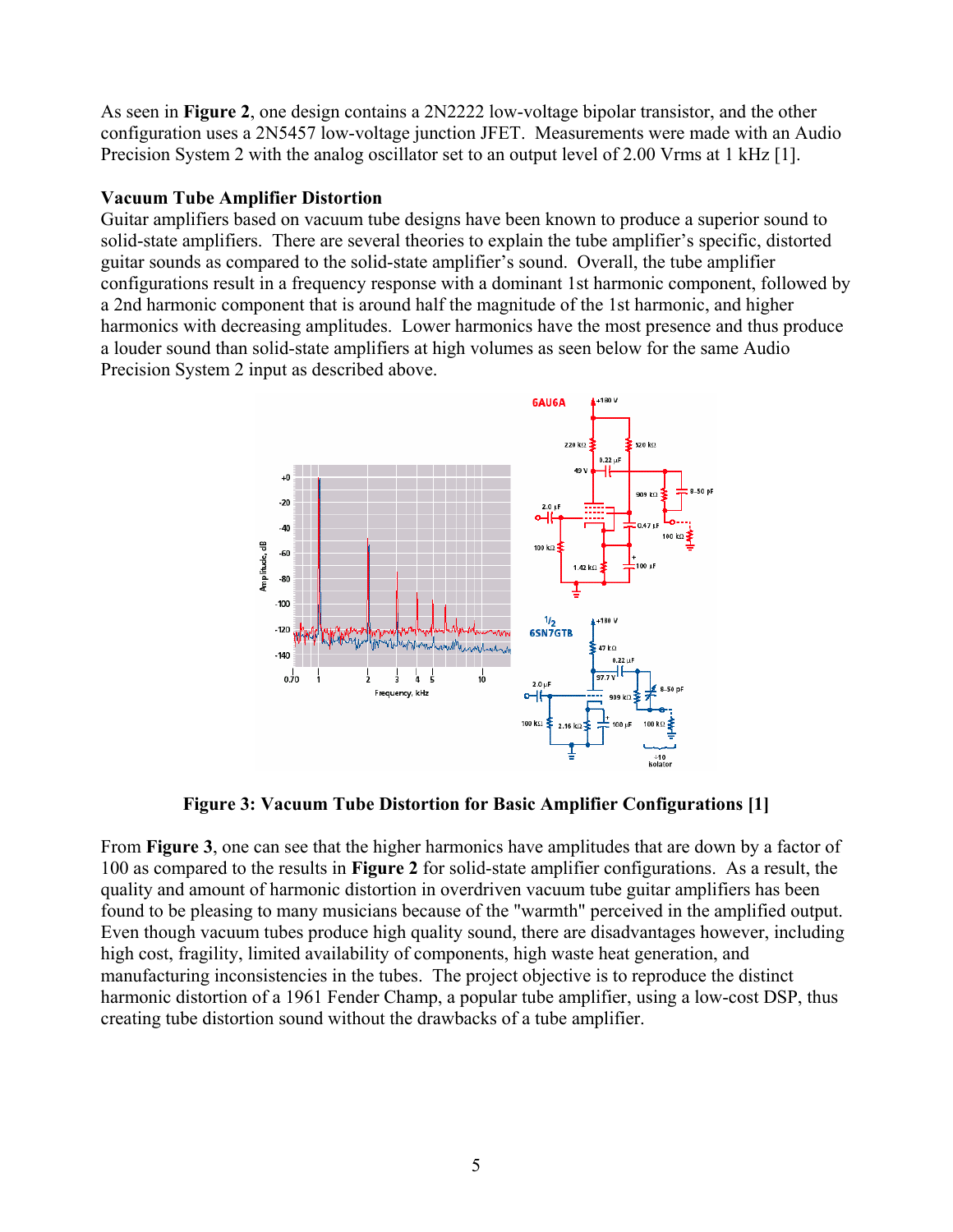As seen in **Figure 2**, one design contains a 2N2222 low-voltage bipolar transistor, and the other configuration uses a 2N5457 low-voltage junction JFET. Measurements were made with an Audio Precision System 2 with the analog oscillator set to an output level of 2.00 Vrms at 1 kHz [1].

### Vacuum Tube Amplifier Distortion

Guitar amplifiers based on vacuum tube designs have been known to produce a superior sound to solid-state amplifiers. There are several theories to explain the tube amplifier's specific, distorted guitar sounds as compared to the solid-state amplifier's sound. Overall, the tube amplifier configurations result in a frequency response with a dominant 1st harmonic component, followed by a 2nd harmonic component that is around half the magnitude of the 1st harmonic, and higher harmonics with decreasing amplitudes. Lower harmonics have the most presence and thus produce a louder sound than solid-state amplifiers at high volumes as seen below for the same Audio Precision System 2 input as described above.

**Figure 3: Vacuum Tube Distortion for Basic Amplifier Configurations [1]**

From **Figure 3**, one can see that the higher harmonics have amplitudes that are down by a factor of 100 as compared to the results in **Figure 2** for solid-state amplifier configurations. As a result, the quality and amount of harmonic distortion in overdriven vacuum tube guitar amplifiers has been found to be pleasing to many musicians because of the "warmth" perceived in the amplified output. Even though vacuum tubes produce high quality sound, there are disadvantages however, including high cost, fragility, limited availability of components, high waste heat generation, and manufacturing inconsistencies in the tubes. The project objective is to reproduce the distinct harmonic distortion of a 1961 Fender Champ, a popular tube amplifier, using a low-cost DSP, thus creating tube distortion sound without the drawbacks of a tube amplifier.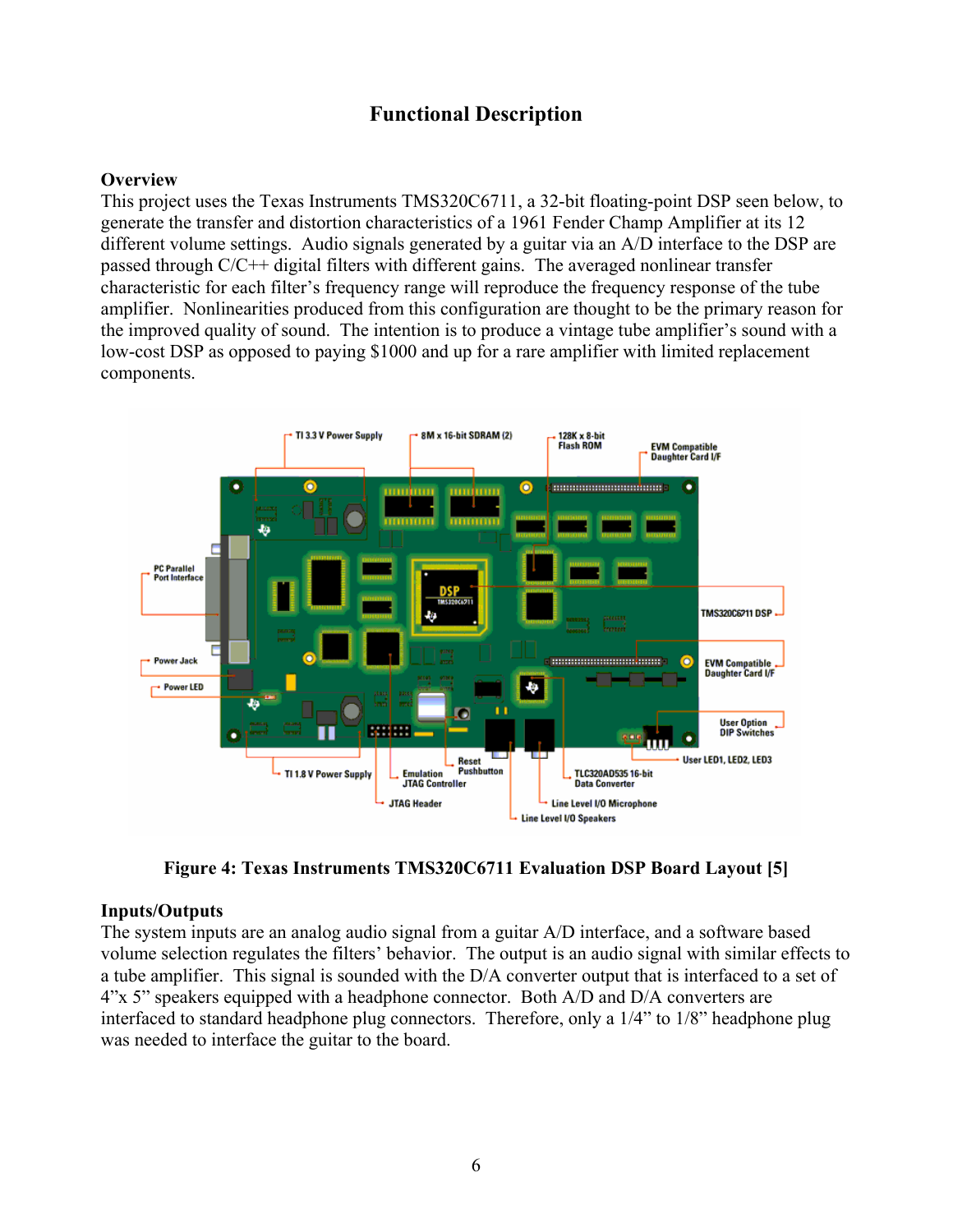# Functional Description

## Overview

This project uses the Texas Instruments TMS320C6711, a 32-bit floating-point DSP seen below, to generate the transfer and distortion characteristics of a 1961 Fender Champ Amplifier at its 12 different volume settings. Audio signals generated by a guitar via an A/D interface to the DSP are passed through C/C++ digital filters with different gains. The averaged nonlinear transfer characteristic for each filter's frequency range will reproduce the frequency response of the tube amplifier. Nonlinearities produced from this configuration are thought to be the primary reason for the improved quality of sound. The intention is to produce a vintage tube amplifier's sound with a low-cost DSP as opposed to paying $1000 and up for a rare amplifier with limited replacement components.

**Figure 4: Texas Instruments TMS320C6711 Evaluation DSP Board Layout [5]**

## Inputs/Outputs

The system inputs are an analog audio signal from a guitar A/D interface, and a software based volume selection regulates the filters' behavior. The output is an audio signal with similar effects to a tube amplifier. This signal is sounded with the D/A converter output that is interfaced to a set of 4"x 5" speakers equipped with a headphone connector. Both A/D and D/A converters are interfaced to standard headphone plug connectors. Therefore, only a 1/4" to 1/8" headphone plug was needed to interface the guitar to the board.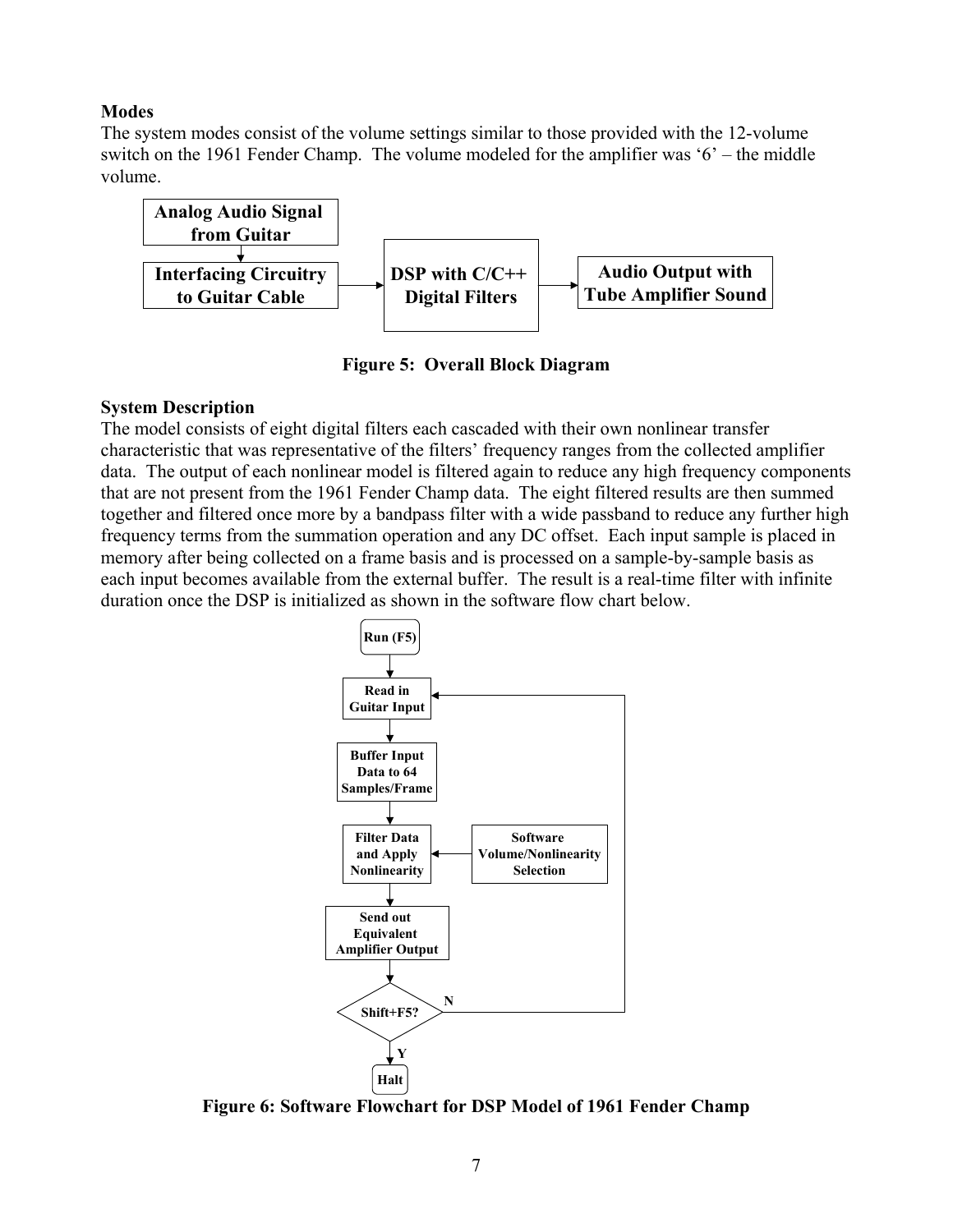**Modes**

The system modes consist of the volume settings similar to those provided with the 12-volume switch on the 1961 Fender Champ. The volume modeled for the amplifier was '6' – the middle volume.

Analog Audio Signal from Guitar

Interfacing Circuitry to Guitar Cable

DSP with C/C++ Digital Filters

Audio Output with Tube Amplifier Sound

**Figure 5: Overall Block Diagram**

**System Description**

The model consists of eight digital filters each cascaded with their own nonlinear transfer characteristic that was representative of the filters' frequency ranges from the collected amplifier data. The output of each nonlinear model is filtered again to reduce any high frequency components that are not present from the 1961 Fender Champ data. The eight filtered results are then summed together and filtered once more by a bandpass filter with a wide passband to reduce any further high frequency terms from the summation operation and any DC offset. Each input sample is placed in memory after being collected on a frame basis and is processed on a sample-by-sample basis as each input becomes available from the external buffer. The result is a real-time filter with infinite duration once the DSP is initialized as shown in the software flow chart below.

Run (F5)

Read in Guitar Input

Buffer Input Data to 64 Samples/Frame

Filter Data and Apply Nonlinearity

Software Volume/Nonlinearity Selection

Send out Equivalent Amplifier Output

Shift+F5?

N

Y

Halt

**Figure 6: Software Flowchart for DSP Model of 1961 Fender Champ**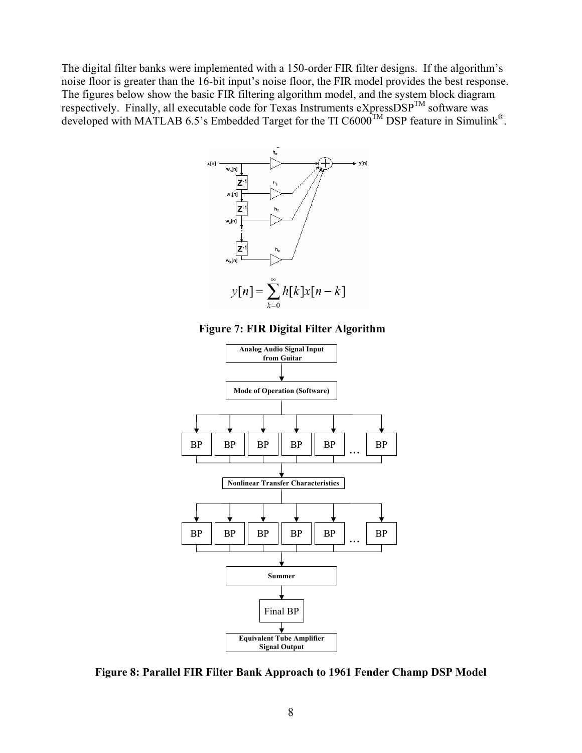The digital filter banks were implemented with a 150-order FIR filter designs. If the algorithm's noise floor is greater than the 16-bit input's noise floor, the FIR model provides the best response. The figures below show the basic FIR filtering algorithm model, and the system block diagram respectively. Finally, all executable code for Texas Instruments eXpressDSP™ software was developed with MATLAB 6.5's Embedded Target for the TI C6000™ DSP feature in Simulink®.

$$y[n] = \sum_{k=0}^{\infty} h[k]x[n-k]$$

**Figure 7: FIR Digital Filter Algorithm**

**Figure 8: Parallel FIR Filter Bank Approach to 1961 Fender Champ DSP Model**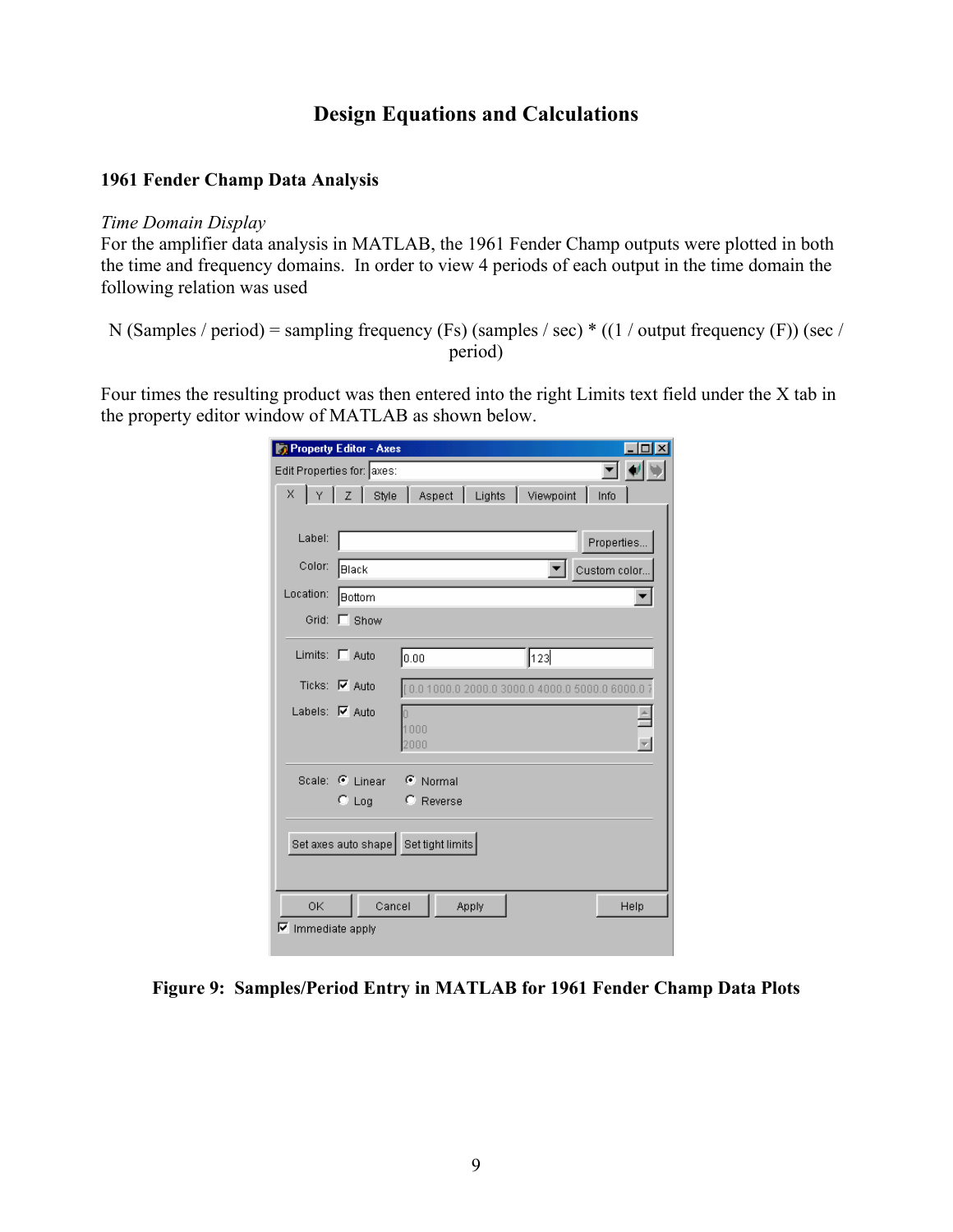# Design Equations and Calculations

## 1961 Fender Champ Data Analysis

*Time Domain Display*

For the amplifier data analysis in MATLAB, the 1961 Fender Champ outputs were plotted in both the time and frequency domains. In order to view 4 periods of each output in the time domain the following relation was used

N (Samples / period) = sampling frequency (Fs) (samples / sec) * ((1 / output frequency (F)) (sec / period)

Four times the resulting product was then entered into the right Limits text field under the X tab in the property editor window of MATLAB as shown below.

**Figure 9: Samples/Period Entry in MATLAB for 1961 Fender Champ Data Plots**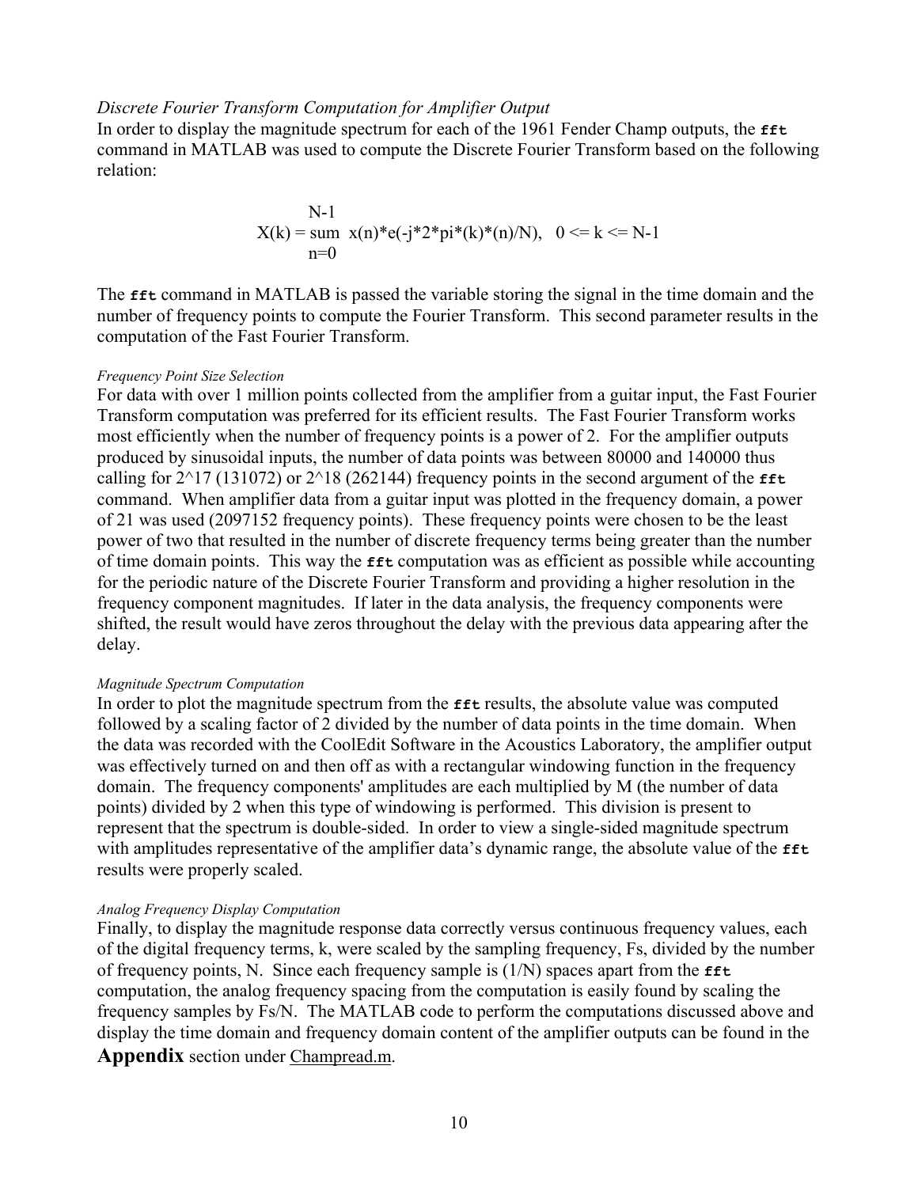*Discrete Fourier Transform Computation for Amplifier Output*

In order to display the magnitude spectrum for each of the 1961 Fender Champ outputs, the **`fft`** command in MATLAB was used to compute the Discrete Fourier Transform based on the following relation:

$$X(k) = \sum_{n=0}^{N-1} x(n) \cdot e^{(-j \cdot 2 \cdot \pi \cdot (k) \cdot (n)/N)}, \quad 0 \le k \le N-1$$

The **`fft`** command in MATLAB is passed the variable storing the signal in the time domain and the number of frequency points to compute the Fourier Transform. This second parameter results in the computation of the Fast Fourier Transform.

*Frequency Point Size Selection*

For data with over 1 million points collected from the amplifier from a guitar input, the Fast Fourier Transform computation was preferred for its efficient results. The Fast Fourier Transform works most efficiently when the number of frequency points is a power of 2. For the amplifier outputs produced by sinusoidal inputs, the number of data points was between 80000 and 140000 thus calling for $2^{17}$ (131072) or $2^{18}$ (262144) frequency points in the second argument of the **`fft`** command. When amplifier data from a guitar input was plotted in the frequency domain, a power of 21 was used (2097152 frequency points). These frequency points were chosen to be the least power of two that resulted in the number of discrete frequency terms being greater than the number of time domain points. This way the **`fft`** computation was as efficient as possible while accounting for the periodic nature of the Discrete Fourier Transform and providing a higher resolution in the frequency component magnitudes. If later in the data analysis, the frequency components were shifted, the result would have zeros throughout the delay with the previous data appearing after the delay.

*Magnitude Spectrum Computation*

In order to plot the magnitude spectrum from the **`fft`** results, the absolute value was computed followed by a scaling factor of 2 divided by the number of data points in the time domain. When the data was recorded with the CoolEdit Software in the Acoustics Laboratory, the amplifier output was effectively turned on and then off as with a rectangular windowing function in the frequency domain. The frequency components' amplitudes are each multiplied by M (the number of data points) divided by 2 when this type of windowing is performed. This division is present to represent that the spectrum is double-sided. In order to view a single-sided magnitude spectrum with amplitudes representative of the amplifier data's dynamic range, the absolute value of the **`fft`** results were properly scaled.

*Analog Frequency Display Computation*

Finally, to display the magnitude response data correctly versus continuous frequency values, each of the digital frequency terms, k, were scaled by the sampling frequency, Fs, divided by the number of frequency points, N. Since each frequency sample is (1/N) spaces apart from the **`fft`** computation, the analog frequency spacing from the computation is easily found by scaling the frequency samples by Fs/N. The MATLAB code to perform the computations discussed above and display the time domain and frequency domain content of the amplifier outputs can be found in the **Appendix** section under Champread.m.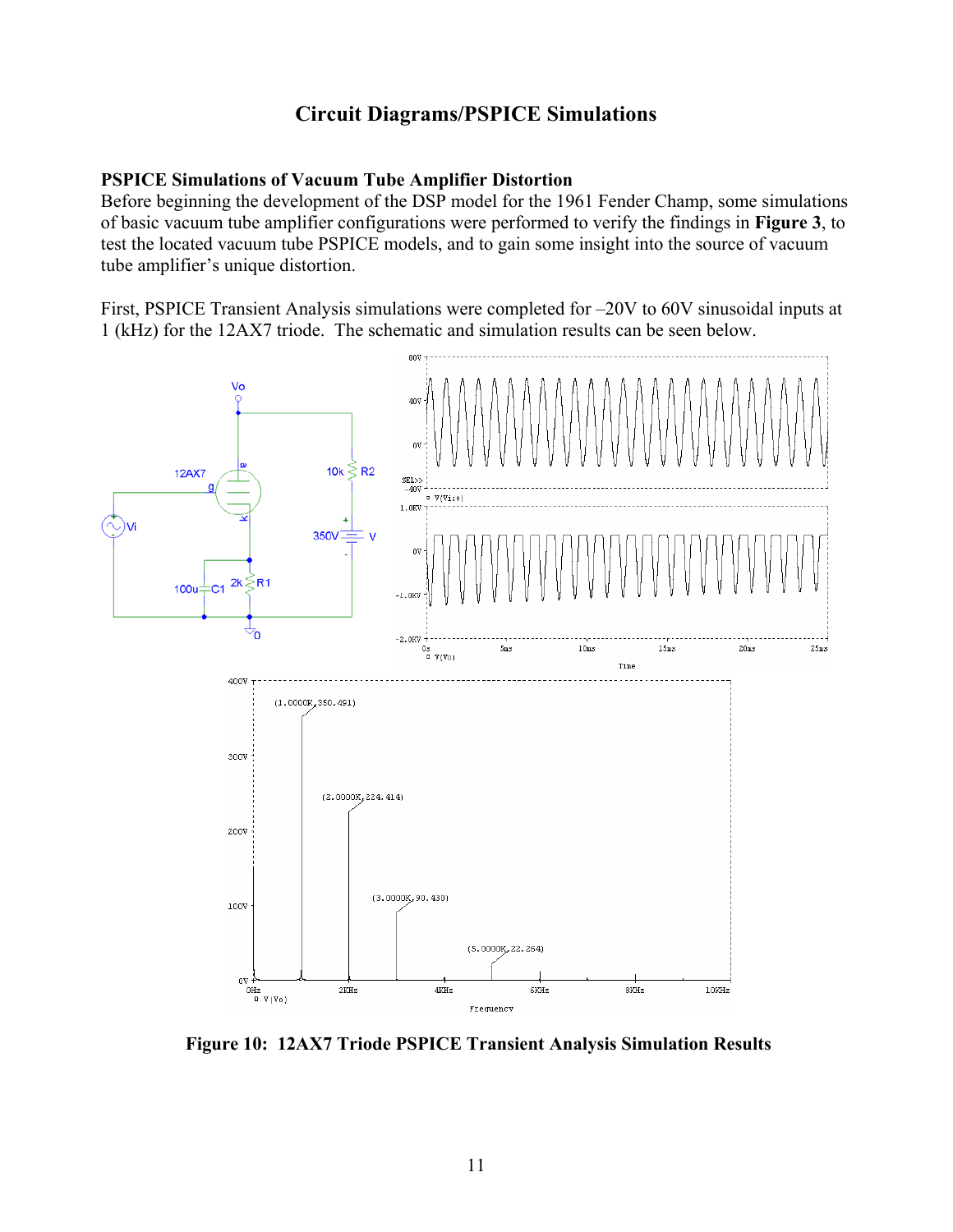## Circuit Diagrams/PSPICE Simulations

### PSPICE Simulations of Vacuum Tube Amplifier Distortion

Before beginning the development of the DSP model for the 1961 Fender Champ, some simulations of basic vacuum tube amplifier configurations were performed to verify the findings in **Figure 3**, to test the located vacuum tube PSPICE models, and to gain some insight into the source of vacuum tube amplifier's unique distortion.

First, PSPICE Transient Analysis simulations were completed for –20V to 60V sinusoidal inputs at 1 (kHz) for the 12AX7 triode. The schematic and simulation results can be seen below.

**Figure 10: 12AX7 Triode PSPICE Transient Analysis Simulation Results**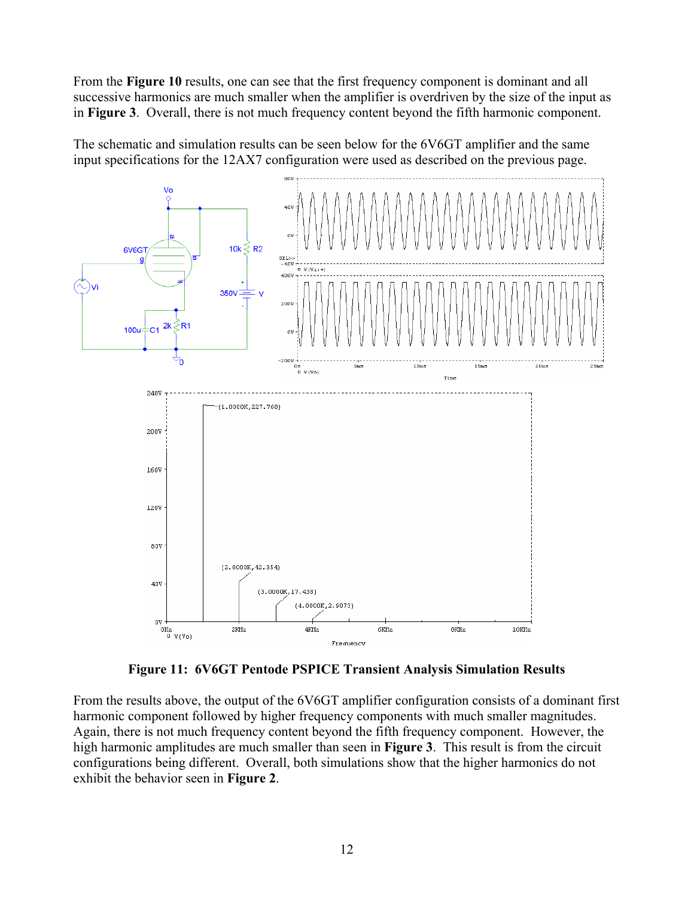From the **Figure 10** results, one can see that the first frequency component is dominant and all successive harmonics are much smaller when the amplifier is overdriven by the size of the input as in **Figure 3**. Overall, there is not much frequency content beyond the fifth harmonic component.

The schematic and simulation results can be seen below for the 6V6GT amplifier and the same input specifications for the 12AX7 configuration were used as described on the previous page.

**Figure 11: 6V6GT Pentode PSPICE Transient Analysis Simulation Results**

From the results above, the output of the 6V6GT amplifier configuration consists of a dominant first harmonic component followed by higher frequency components with much smaller magnitudes. Again, there is not much frequency content beyond the fifth frequency component. However, the high harmonic amplitudes are much smaller than seen in **Figure 3**. This result is from the circuit configurations being different. Overall, both simulations show that the higher harmonics do not exhibit the behavior seen in **Figure 2**.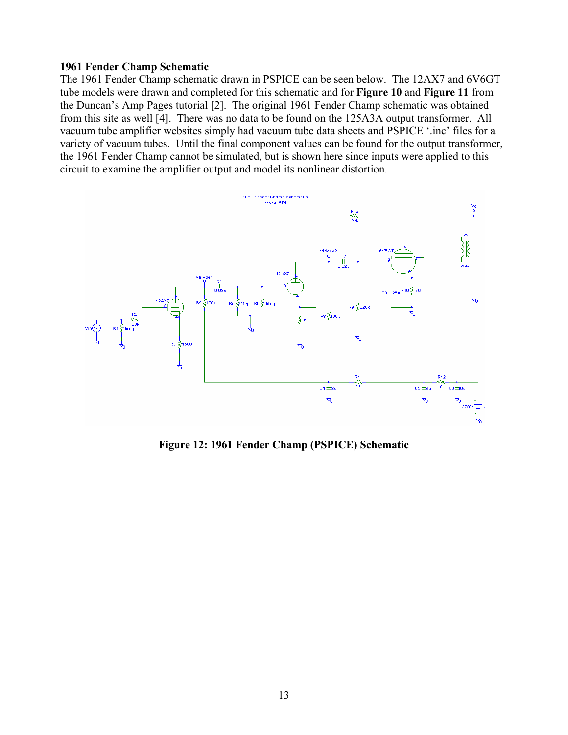**1961 Fender Champ Schematic**

The 1961 Fender Champ schematic drawn in PSPICE can be seen below. The 12AX7 and 6V6GT tube models were drawn and completed for this schematic and for **Figure 10** and **Figure 11** from the Duncan's Amp Pages tutorial [2]. The original 1961 Fender Champ schematic was obtained from this site as well [4]. There was no data to be found on the 125A3A output transformer. All vacuum tube amplifier websites simply had vacuum tube data sheets and PSPICE '.inc' files for a variety of vacuum tubes. Until the final component values can be found for the output transformer, the 1961 Fender Champ cannot be simulated, but is shown here since inputs were applied to this circuit to examine the amplifier output and model its nonlinear distortion.

**Figure 12: 1961 Fender Champ (PSPICE) Schematic**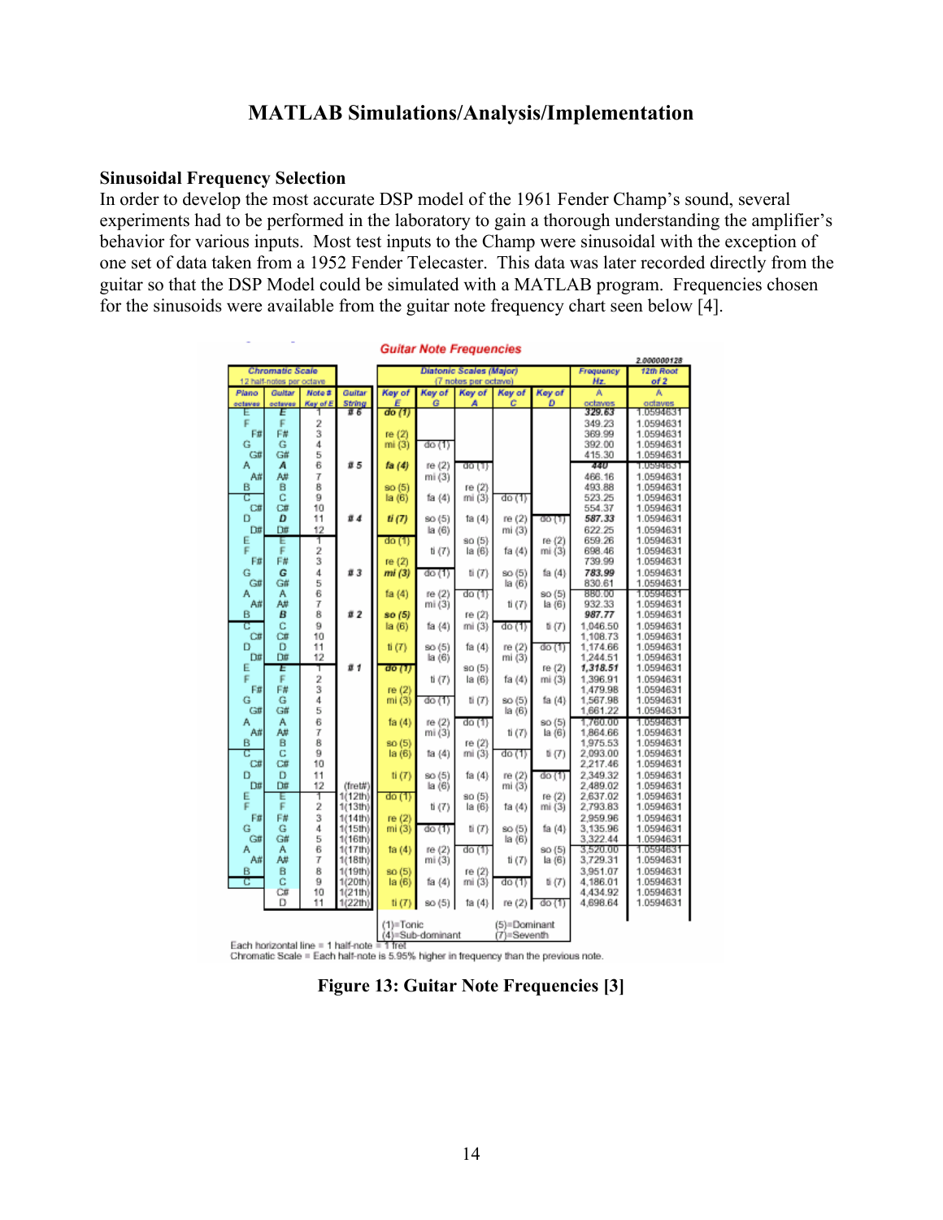# MATLAB Simulations/Analysis/Implementation

## Sinusoidal Frequency Selection

In order to develop the most accurate DSP model of the 1961 Fender Champ's sound, several experiments had to be performed in the laboratory to gain a thorough understanding the amplifier's behavior for various inputs. Most test inputs to the Champ were sinusoidal with the exception of one set of data taken from a 1952 Fender Telecaster. This data was later recorded directly from the guitar so that the DSP Model could be simulated with a MATLAB program. Frequencies chosen for the sinusoids were available from the guitar note frequency chart seen below [4].

**Guitar Note Frequencies**

| Piano octaves | Guitar octaves | Note # Key of E | Guitar String | Key of E | Key of G | Key of A | Key of C | Key of D | Frequency Hz. A octaves | 12th Root of 2 A octaves |
|---|---|---|---|---|---|---|---|---|---|---|
| E | E | 1 | # 6 | do (1) | | | | | 329.63 | 1.0594631 |
| F | F | 2 | | | | | | | 349.23 | 1.0594631 |
| F# | F# | 3 | | re (2) | | | | | 369.99 | 1.0594631 |
| G | G | 4 | | mi (3) | do (1) | | | | 392.00 | 1.0594631 |
| G# | G# | 5 | | | | | | | 415.30 | 1.0594631 |
| A | A | 6 | # 5 | fa (4) | re (2) | do (1) | | | 440 | 1.0594631 |
| A# | A# | 7 | | | mi (3) | | | | 466.16 | 1.0594631 |
| B | B | 8 | | so (5) | | re (2) | | | 493.88 | 1.0594631 |
| C | C | 9 | | la (6) | fa (4) | mi (3) | do (1) | | 523.25 | 1.0594631 |
| C# | C# | 10 | | | | | | | 554.37 | 1.0594631 |
| D | D | 11 | # 4 | ti (7) | so (5) | fa (4) | re (2) | do (1) | 587.33 | 1.0594631 |
| D# | D# | 12 | | | la (6) | | mi (3) | | 622.25 | 1.0594631 |
| E | E | 1 | | do (1) | | so (5) | | re (2) | 659.26 | 1.0594631 |
| F | F | 2 | | | ti (7) | la (6) | fa (4) | mi (3) | 698.46 | 1.0594631 |
| F# | F# | 3 | | re (2) | | | | | 739.99 | 1.0594631 |
| G | G | 4 | # 3 | mi (3) | do (1) | ti (7) | so (5) | fa (4) | 783.99 | 1.0594631 |
| G# | G# | 5 | | | | | la (6) | | 830.61 | 1.0594631 |
| A | A | 6 | | fa (4) | re (2) | do (1) | | so (5) | 880.00 | 1.0594631 |
| A# | A# | 7 | | | mi (3) | | ti (7) | la (6) | 932.33 | 1.0594631 |
| B | B | 8 | # 2 | so (5) | | re (2) | | | 987.77 | 1.0594631 |
| C | C | 9 | | la (6) | fa (4) | mi (3) | do (1) | ti (7) | 1,046.50 | 1.0594631 |
| C# | C# | 10 | | | | | | | 1,108.73 | 1.0594631 |
| D | D | 11 | | ti (7) | so (5) | fa (4) | re (2) | do (1) | 1,174.66 | 1.0594631 |
| D# | D# | 12 | | | la (6) | | mi (3) | | 1,244.51 | 1.0594631 |
| E | E | 1 | # 1 | do (1) | | so (5) | | re (2) | 1,318.51 | 1.0594631 |
| F | F | 2 | | | ti (7) | la (6) | fa (4) | mi (3) | 1,396.91 | 1.0594631 |
| F# | F# | 3 | | re (2) | | | | | 1,479.98 | 1.0594631 |
| G | G | 4 | | mi (3) | do (1) | ti (7) | so (5) | fa (4) | 1,567.98 | 1.0594631 |
| G# | G# | 5 | | | | | la (6) | | 1,661.22 | 1.0594631 |
| A | A | 6 | | fa (4) | re (2) | do (1) | | so (5) | 1,760.00 | 1.0594631 |
| A# | A# | 7 | | | mi (3) | | ti (7) | la (6) | 1,864.66 | 1.0594631 |
| B | B | 8 | | so (5) | | re (2) | | | 1,975.53 | 1.0594631 |
| C | C | 9 | | la (6) | fa (4) | mi (3) | do (1) | ti (7) | 2,093.00 | 1.0594631 |
| C# | C# | 10 | | | | | | | 2,217.46 | 1.0594631 |
| D | D | 11 | | ti (7) | so (5) | fa (4) | re (2) | do (1) | 2,349.32 | 1.0594631 |
| D# | D# | 12 | (fret#) | | la (6) | | mi (3) | | 2,489.02 | 1.0594631 |
| E | E | 1 | 1(12th) | do (1) | | so (5) | | re (2) | 2,637.02 | 1.0594631 |
| F | F | 2 | 1(13th) | | ti (7) | la (6) | fa (4) | mi (3) | 2,793.83 | 1.0594631 |
| F# | F# | 3 | 1(14th) | re (2) | | | | | 2,959.96 | 1.0594631 |
| G | G | 4 | 1(15th) | mi (3) | do (1) | ti (7) | so (5) | fa (4) | 3,135.96 | 1.0594631 |
| G# | G# | 5 | 1(16th) | | | | la (6) | | 3,322.44 | 1.0594631 |
| A | A | 6 | 1(17th) | fa (4) | re (2) | do (1) | | so (5) | 3,520.00 | 1.0594631 |
| A# | A# | 7 | 1(18th) | | mi (3) | | ti (7) | la (6) | 3,729.31 | 1.0594631 |
| B | B | 8 | 1(19th) | so (5) | | re (2) | | | 3,951.07 | 1.0594631 |
| C | C | 9 | 1(20th) | la (6) | fa (4) | mi (3) | do (1) | ti (7) | 4,186.01 | 1.0594631 |
| | C# | 10 | 1(21th) | | | | | | 4,434.92 | 1.0594631 |
| | D | 11 | 1(22th) | ti (7) | so (5) | fa (4) | re (2) | do (1) | 4,698.64 | 1.0594631 |

Chromatic Scale: 12 half-notes per octave. Diatonic Scales (Major): 7 notes per octave. 12th Root of 2 = 2.000000128

(1)=Tonic, (4)=Sub-dominant, (5)=Dominant, (7)=Seventh

Each horizontal line = 1 half-note = 1 fret
Chromatic Scale = Each half-note is 5.95% higher in frequency than the previous note.

**Figure 13: Guitar Note Frequencies [3]**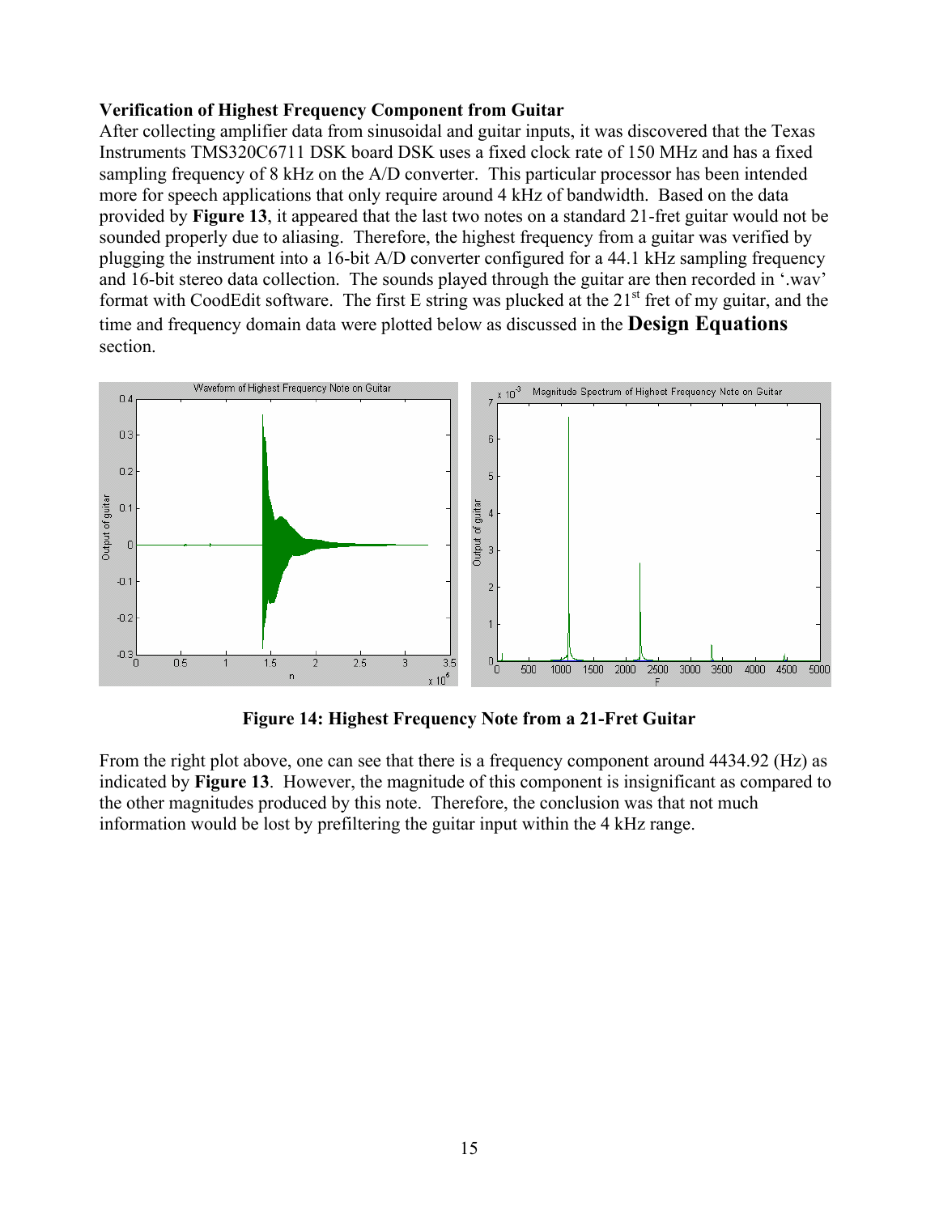**Verification of Highest Frequency Component from Guitar**

After collecting amplifier data from sinusoidal and guitar inputs, it was discovered that the Texas Instruments TMS320C6711 DSK board DSK uses a fixed clock rate of 150 MHz and has a fixed sampling frequency of 8 kHz on the A/D converter. This particular processor has been intended more for speech applications that only require around 4 kHz of bandwidth. Based on the data provided by **Figure 13**, it appeared that the last two notes on a standard 21-fret guitar would not be sounded properly due to aliasing. Therefore, the highest frequency from a guitar was verified by plugging the instrument into a 16-bit A/D converter configured for a 44.1 kHz sampling frequency and 16-bit stereo data collection. The sounds played through the guitar are then recorded in '.wav' format with CoodEdit software. The first E string was plucked at the 21$^{st}$ fret of my guitar, and the time and frequency domain data were plotted below as discussed in the **Design Equations** section.

**Figure 14: Highest Frequency Note from a 21-Fret Guitar**

From the right plot above, one can see that there is a frequency component around 4434.92 (Hz) as indicated by **Figure 13**. However, the magnitude of this component is insignificant as compared to the other magnitudes produced by this note. Therefore, the conclusion was that not much information would be lost by prefiltering the guitar input within the 4 kHz range.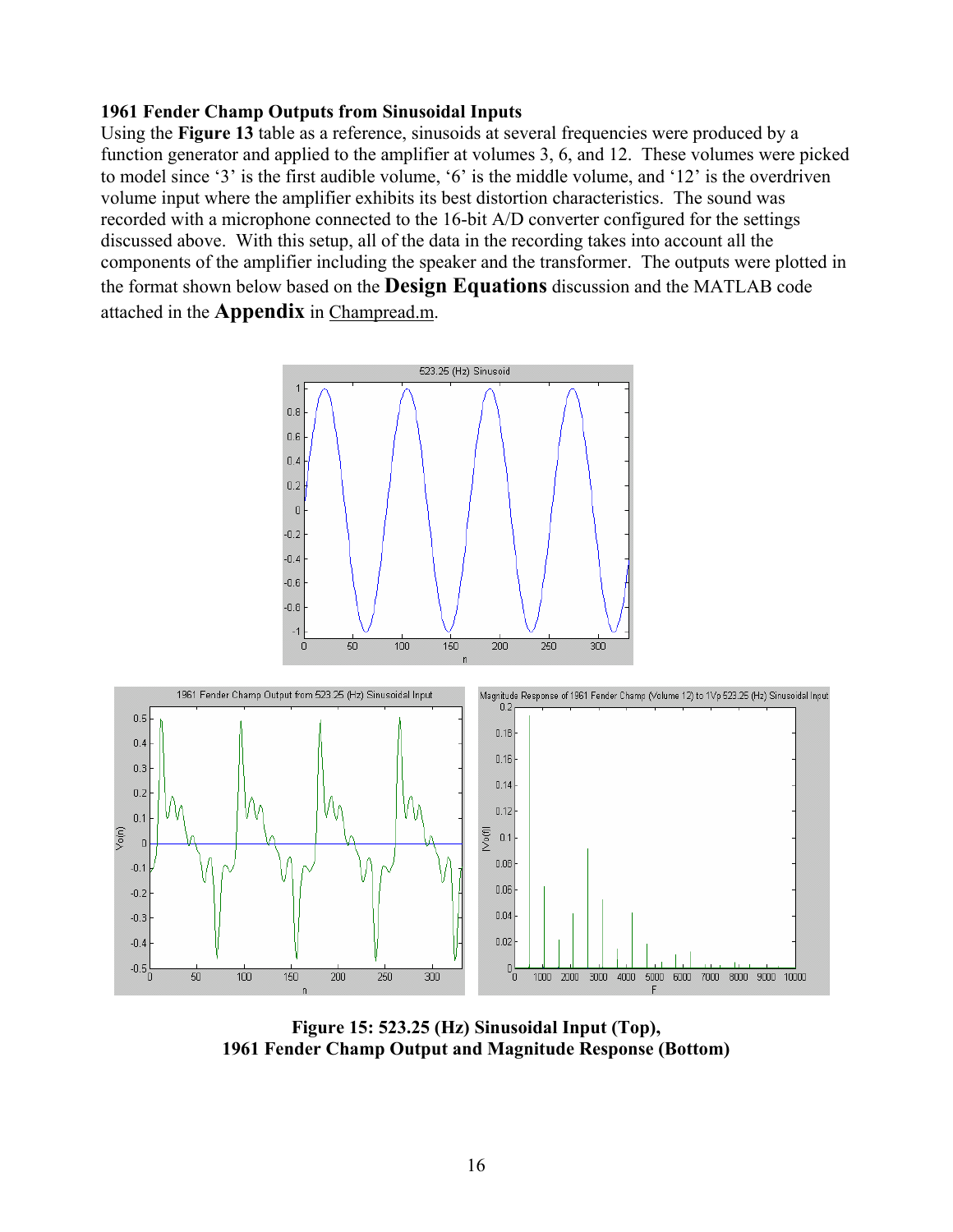**1961 Fender Champ Outputs from Sinusoidal Inputs**

Using the **Figure 13** table as a reference, sinusoids at several frequencies were produced by a function generator and applied to the amplifier at volumes 3, 6, and 12. These volumes were picked to model since '3' is the first audible volume, '6' is the middle volume, and '12' is the overdriven volume input where the amplifier exhibits its best distortion characteristics. The sound was recorded with a microphone connected to the 16-bit A/D converter configured for the settings discussed above. With this setup, all of the data in the recording takes into account all the components of the amplifier including the speaker and the transformer. The outputs were plotted in the format shown below based on the **Design Equations** discussion and the MATLAB code attached in the **Appendix** in Champread.m.

**Figure 15: 523.25 (Hz) Sinusoidal Input (Top), 1961 Fender Champ Output and Magnitude Response (Bottom)**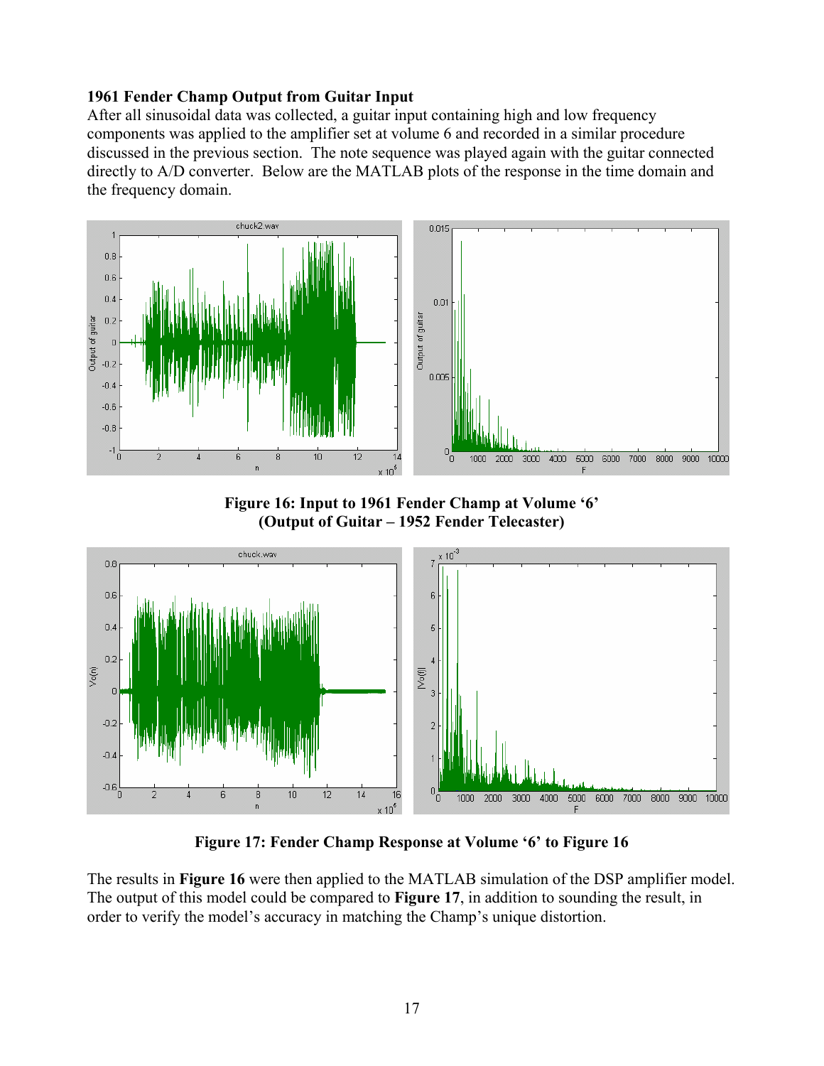### 1961 Fender Champ Output from Guitar Input

After all sinusoidal data was collected, a guitar input containing high and low frequency components was applied to the amplifier set at volume 6 and recorded in a similar procedure discussed in the previous section. The note sequence was played again with the guitar connected directly to A/D converter. Below are the MATLAB plots of the response in the time domain and the frequency domain.

**Figure 16: Input to 1961 Fender Champ at Volume '6' (Output of Guitar – 1952 Fender Telecaster)**

**Figure 17: Fender Champ Response at Volume '6' to Figure 16**

The results in **Figure 16** were then applied to the MATLAB simulation of the DSP amplifier model. The output of this model could be compared to **Figure 17**, in addition to sounding the result, in order to verify the model's accuracy in matching the Champ's unique distortion.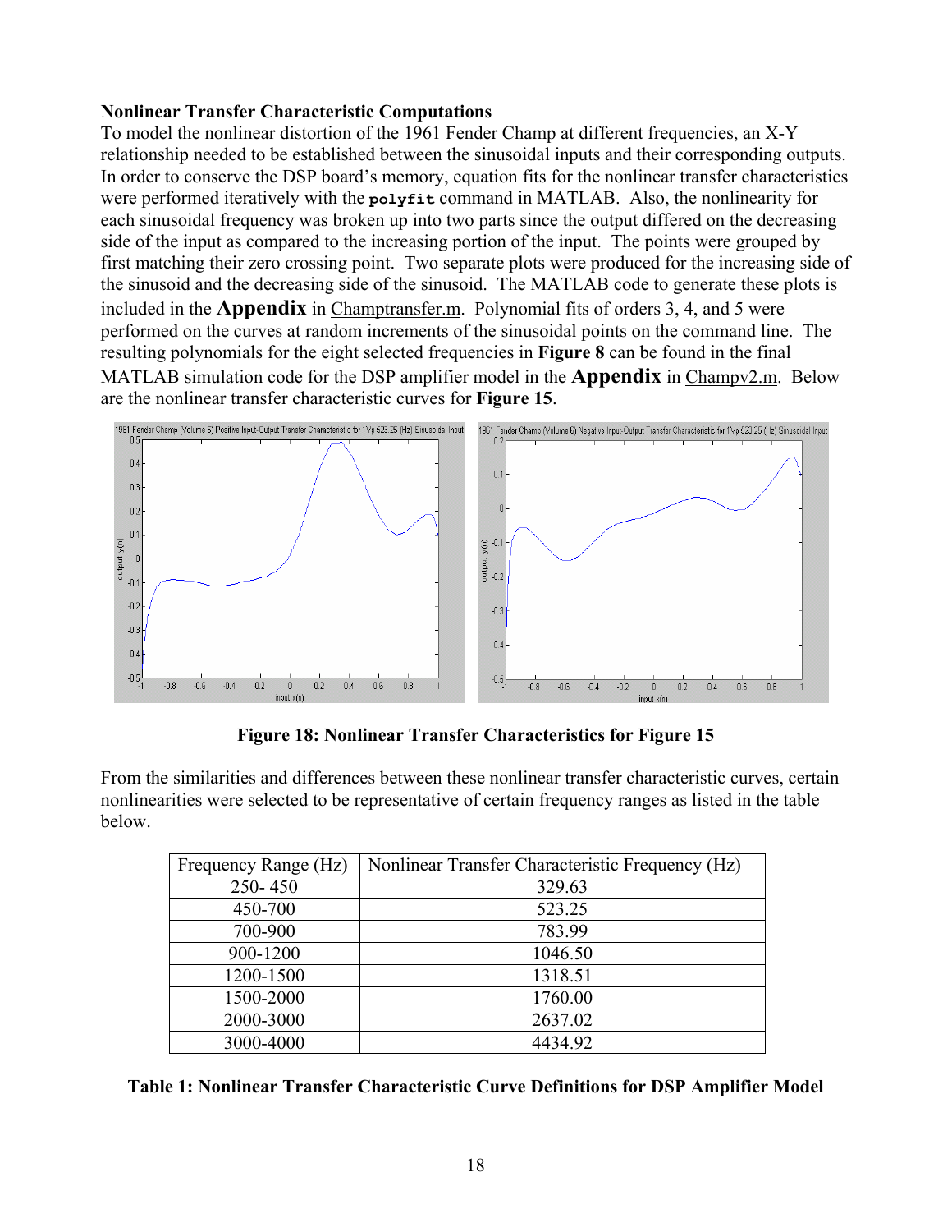**Nonlinear Transfer Characteristic Computations**

To model the nonlinear distortion of the 1961 Fender Champ at different frequencies, an X-Y relationship needed to be established between the sinusoidal inputs and their corresponding outputs. In order to conserve the DSP board's memory, equation fits for the nonlinear transfer characteristics were performed iteratively with the `polyfit` command in MATLAB. Also, the nonlinearity for each sinusoidal frequency was broken up into two parts since the output differed on the decreasing side of the input as compared to the increasing portion of the input. The points were grouped by first matching their zero crossing point. Two separate plots were produced for the increasing side of the sinusoid and the decreasing side of the sinusoid. The MATLAB code to generate these plots is included in the **Appendix** in Champtransfer.m. Polynomial fits of orders 3, 4, and 5 were performed on the curves at random increments of the sinusoidal points on the command line. The resulting polynomials for the eight selected frequencies in **Figure 8** can be found in the final MATLAB simulation code for the DSP amplifier model in the **Appendix** in Champv2.m. Below are the nonlinear transfer characteristic curves for **Figure 15**.

**Figure 18: Nonlinear Transfer Characteristics for Figure 15**

From the similarities and differences between these nonlinear transfer characteristic curves, certain nonlinearities were selected to be representative of certain frequency ranges as listed in the table below.

| Frequency Range (Hz) | Nonlinear Transfer Characteristic Frequency (Hz) |
|---|---|
| 250- 450 | 329.63 |
| 450-700 | 523.25 |
| 700-900 | 783.99 |
| 900-1200 | 1046.50 |
| 1200-1500 | 1318.51 |
| 1500-2000 | 1760.00 |
| 2000-3000 | 2637.02 |
| 3000-4000 | 4434.92 |

**Table 1: Nonlinear Transfer Characteristic Curve Definitions for DSP Amplifier Model**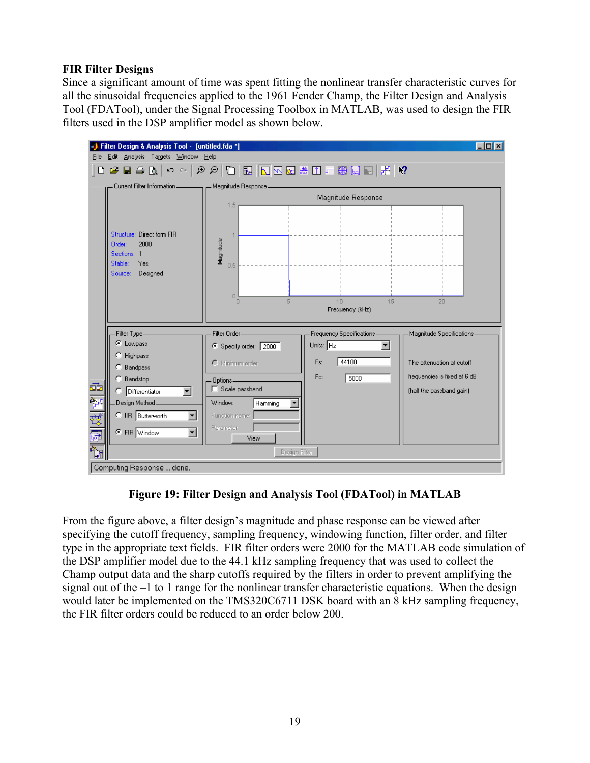**FIR Filter Designs**

Since a significant amount of time was spent fitting the nonlinear transfer characteristic curves for all the sinusoidal frequencies applied to the 1961 Fender Champ, the Filter Design and Analysis Tool (FDATool), under the Signal Processing Toolbox in MATLAB, was used to design the FIR filters used in the DSP amplifier model as shown below.

**Figure 19: Filter Design and Analysis Tool (FDATool) in MATLAB**

From the figure above, a filter design's magnitude and phase response can be viewed after specifying the cutoff frequency, sampling frequency, windowing function, filter order, and filter type in the appropriate text fields. FIR filter orders were 2000 for the MATLAB code simulation of the DSP amplifier model due to the 44.1 kHz sampling frequency that was used to collect the Champ output data and the sharp cutoffs required by the filters in order to prevent amplifying the signal out of the –1 to 1 range for the nonlinear transfer characteristic equations. When the design would later be implemented on the TMS320C6711 DSK board with an 8 kHz sampling frequency, the FIR filter orders could be reduced to an order below 200.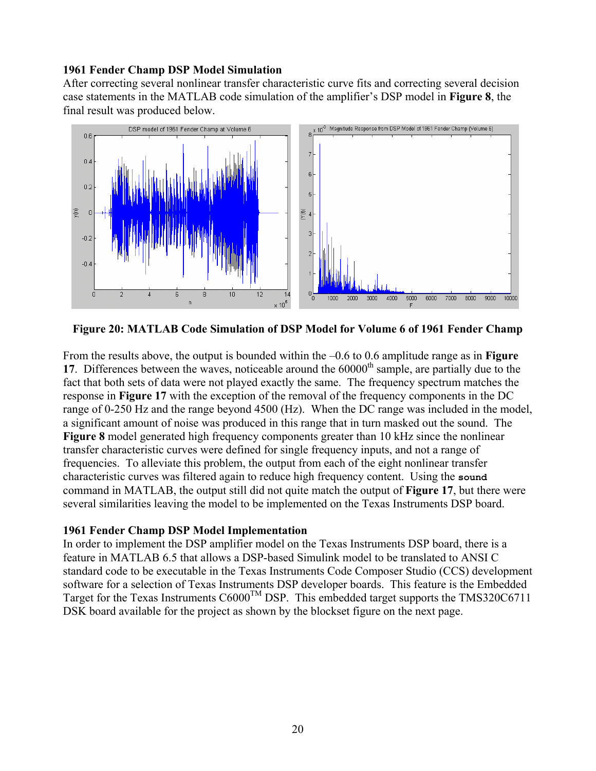**1961 Fender Champ DSP Model Simulation**

After correcting several nonlinear transfer characteristic curve fits and correcting several decision case statements in the MATLAB code simulation of the amplifier's DSP model in **Figure 8**, the final result was produced below.

**Figure 20: MATLAB Code Simulation of DSP Model for Volume 6 of 1961 Fender Champ**

From the results above, the output is bounded within the –0.6 to 0.6 amplitude range as in **Figure 17**. Differences between the waves, noticeable around the 60000th sample, are partially due to the fact that both sets of data were not played exactly the same. The frequency spectrum matches the response in **Figure 17** with the exception of the removal of the frequency components in the DC range of 0-250 Hz and the range beyond 4500 (Hz). When the DC range was included in the model, a significant amount of noise was produced in this range that in turn masked out the sound. The **Figure 8** model generated high frequency components greater than 10 kHz since the nonlinear transfer characteristic curves were defined for single frequency inputs, and not a range of frequencies. To alleviate this problem, the output from each of the eight nonlinear transfer characteristic curves was filtered again to reduce high frequency content. Using the `sound` command in MATLAB, the output still did not quite match the output of **Figure 17**, but there were several similarities leaving the model to be implemented on the Texas Instruments DSP board.

**1961 Fender Champ DSP Model Implementation**

In order to implement the DSP amplifier model on the Texas Instruments DSP board, there is a feature in MATLAB 6.5 that allows a DSP-based Simulink model to be translated to ANSI C standard code to be executable in the Texas Instruments Code Composer Studio (CCS) development software for a selection of Texas Instruments DSP developer boards. This feature is the Embedded Target for the Texas Instruments C6000™ DSP. This embedded target supports the TMS320C6711 DSK board available for the project as shown by the blockset figure on the next page.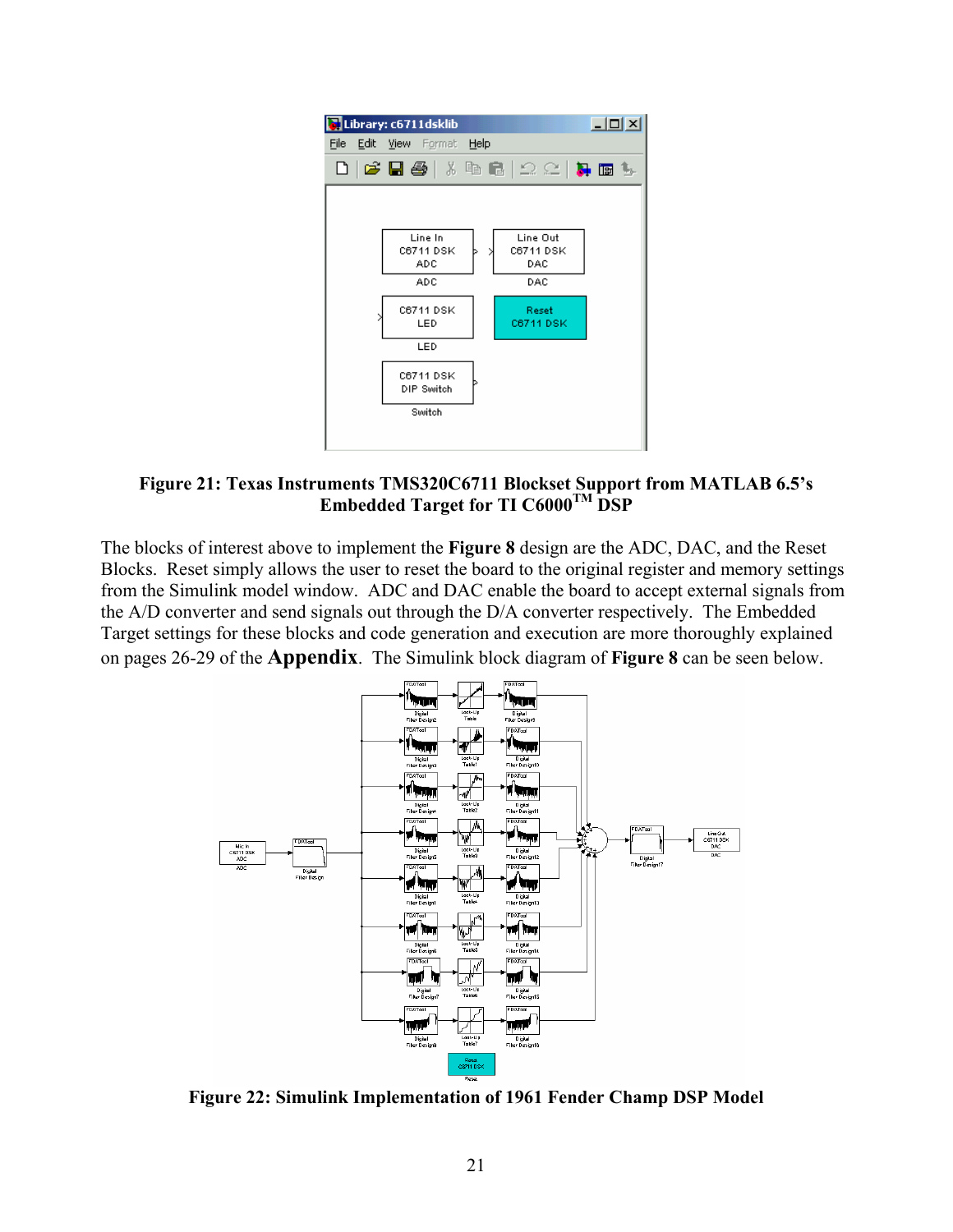**Figure 21: Texas Instruments TMS320C6711 Blockset Support from MATLAB 6.5's Embedded Target for TI C6000$^{TM}$ DSP**

The blocks of interest above to implement the **Figure 8** design are the ADC, DAC, and the Reset Blocks. Reset simply allows the user to reset the board to the original register and memory settings from the Simulink model window. ADC and DAC enable the board to accept external signals from the A/D converter and send signals out through the D/A converter respectively. The Embedded Target settings for these blocks and code generation and execution are more thoroughly explained on pages 26-29 of the **Appendix**. The Simulink block diagram of **Figure 8** can be seen below.

**Figure 22: Simulink Implementation of 1961 Fender Champ DSP Model**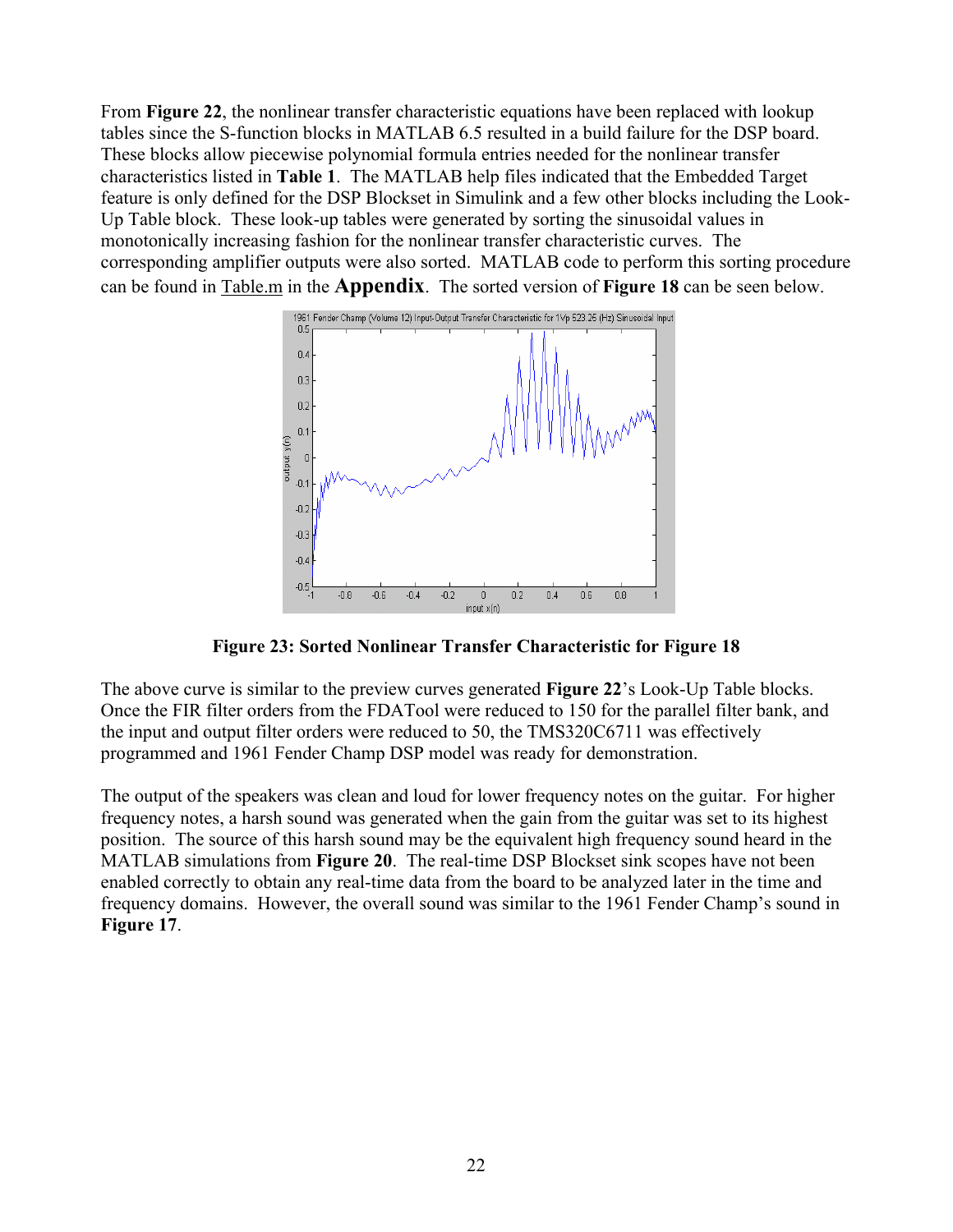From **Figure 22**, the nonlinear transfer characteristic equations have been replaced with lookup tables since the S-function blocks in MATLAB 6.5 resulted in a build failure for the DSP board. These blocks allow piecewise polynomial formula entries needed for the nonlinear transfer characteristics listed in **Table 1**. The MATLAB help files indicated that the Embedded Target feature is only defined for the DSP Blockset in Simulink and a few other blocks including the Look-Up Table block. These look-up tables were generated by sorting the sinusoidal values in monotonically increasing fashion for the nonlinear transfer characteristic curves. The corresponding amplifier outputs were also sorted. MATLAB code to perform this sorting procedure can be found in Table.m in the **Appendix**. The sorted version of **Figure 18** can be seen below.

**Figure 23: Sorted Nonlinear Transfer Characteristic for Figure 18**

The above curve is similar to the preview curves generated **Figure 22**'s Look-Up Table blocks. Once the FIR filter orders from the FDATool were reduced to 150 for the parallel filter bank, and the input and output filter orders were reduced to 50, the TMS320C6711 was effectively programmed and 1961 Fender Champ DSP model was ready for demonstration.

The output of the speakers was clean and loud for lower frequency notes on the guitar. For higher frequency notes, a harsh sound was generated when the gain from the guitar was set to its highest position. The source of this harsh sound may be the equivalent high frequency sound heard in the MATLAB simulations from **Figure 20**. The real-time DSP Blockset sink scopes have not been enabled correctly to obtain any real-time data from the board to be analyzed later in the time and frequency domains. However, the overall sound was similar to the 1961 Fender Champ's sound in **Figure 17**.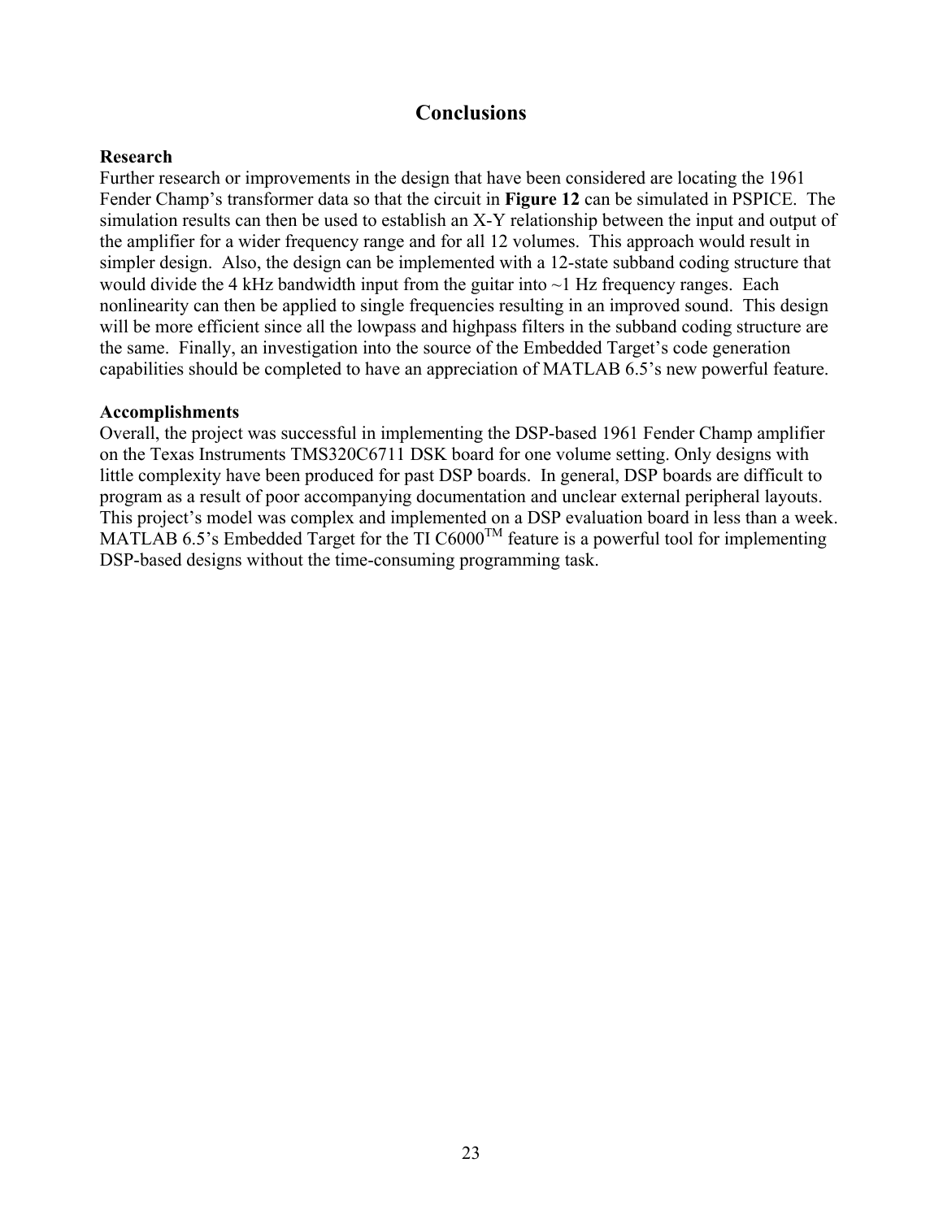# Conclusions

**Research**

Further research or improvements in the design that have been considered are locating the 1961 Fender Champ's transformer data so that the circuit in **Figure 12** can be simulated in PSPICE. The simulation results can then be used to establish an X-Y relationship between the input and output of the amplifier for a wider frequency range and for all 12 volumes. This approach would result in simpler design. Also, the design can be implemented with a 12-state subband coding structure that would divide the 4 kHz bandwidth input from the guitar into ~1 Hz frequency ranges. Each nonlinearity can then be applied to single frequencies resulting in an improved sound. This design will be more efficient since all the lowpass and highpass filters in the subband coding structure are the same. Finally, an investigation into the source of the Embedded Target's code generation capabilities should be completed to have an appreciation of MATLAB 6.5's new powerful feature.

**Accomplishments**

Overall, the project was successful in implementing the DSP-based 1961 Fender Champ amplifier on the Texas Instruments TMS320C6711 DSK board for one volume setting. Only designs with little complexity have been produced for past DSP boards. In general, DSP boards are difficult to program as a result of poor accompanying documentation and unclear external peripheral layouts. This project's model was complex and implemented on a DSP evaluation board in less than a week. MATLAB 6.5's Embedded Target for the TI C6000™ feature is a powerful tool for implementing DSP-based designs without the time-consuming programming task.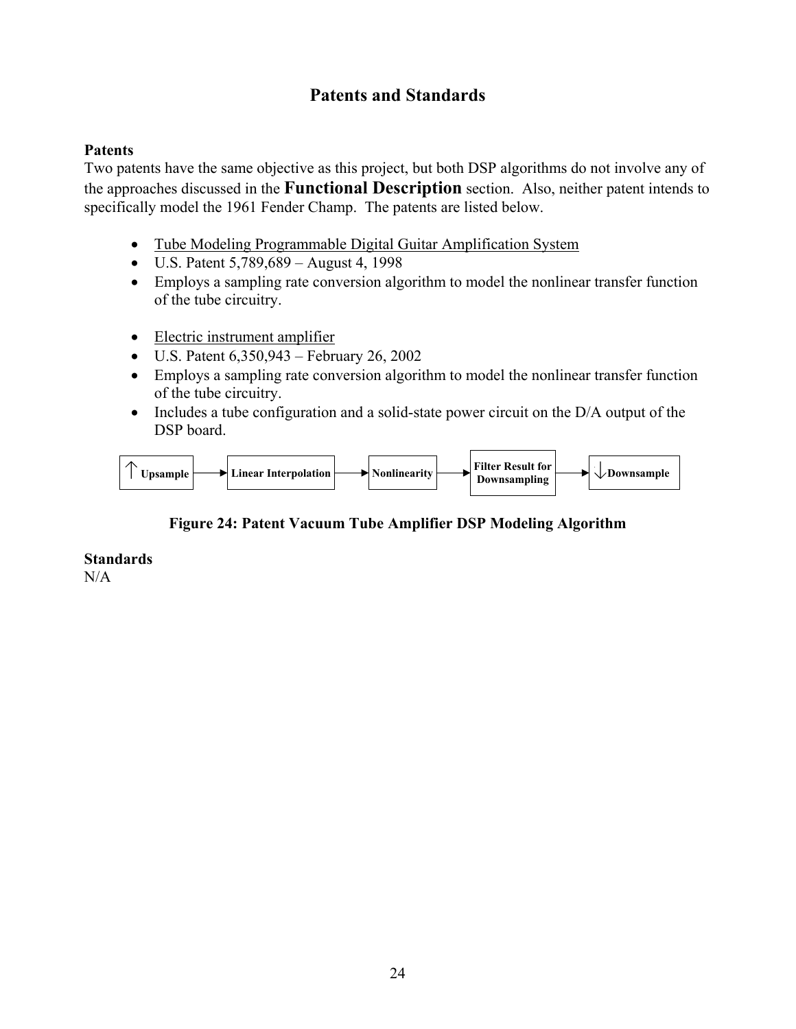## Patents and Standards

**Patents**

Two patents have the same objective as this project, but both DSP algorithms do not involve any of the approaches discussed in the **Functional Description** section. Also, neither patent intends to specifically model the 1961 Fender Champ. The patents are listed below.

- Tube Modeling Programmable Digital Guitar Amplification System
- U.S. Patent 5,789,689 – August 4, 1998
- Employs a sampling rate conversion algorithm to model the nonlinear transfer function of the tube circuitry.

- Electric instrument amplifier
- U.S. Patent 6,350,943 – February 26, 2002
- Employs a sampling rate conversion algorithm to model the nonlinear transfer function of the tube circuitry.
- Includes a tube configuration and a solid-state power circuit on the D/A output of the DSP board.

↑ Upsample → Linear Interpolation → Nonlinearity → Filter Result for Downsampling → ↓ Downsample

**Figure 24: Patent Vacuum Tube Amplifier DSP Modeling Algorithm**

**Standards**

N/A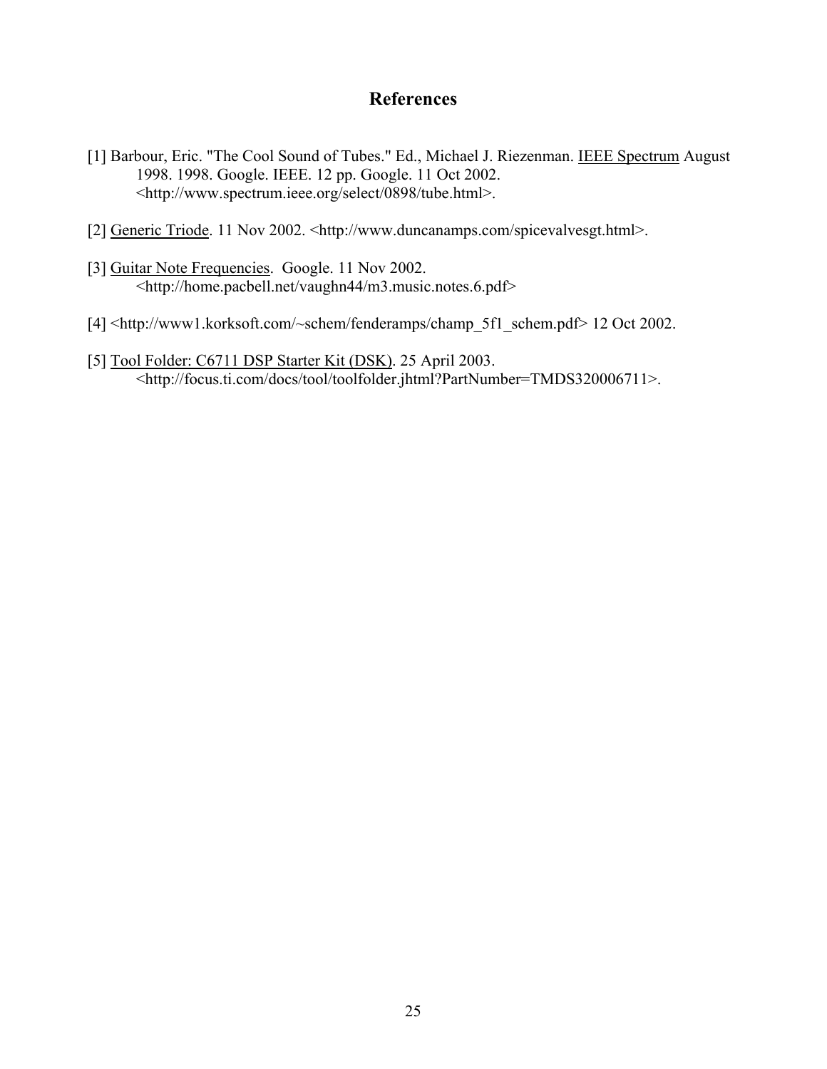# References

[1] Barbour, Eric. "The Cool Sound of Tubes." Ed., Michael J. Riezenman. IEEE Spectrum August 1998. 1998. Google. IEEE. 12 pp. Google. 11 Oct 2002. <http://www.spectrum.ieee.org/select/0898/tube.html>.

[2] Generic Triode. 11 Nov 2002. <http://www.duncanamps.com/spicevalvesgt.html>.

[3] Guitar Note Frequencies. Google. 11 Nov 2002. <http://home.pacbell.net/vaughn44/m3.music.notes.6.pdf>

[4] <http://www1.korksoft.com/~schem/fenderamps/champ_5f1_schem.pdf> 12 Oct 2002.

[5] Tool Folder: C6711 DSP Starter Kit (DSK). 25 April 2003. <http://focus.ti.com/docs/tool/toolfolder.jhtml?PartNumber=TMDS320006711>.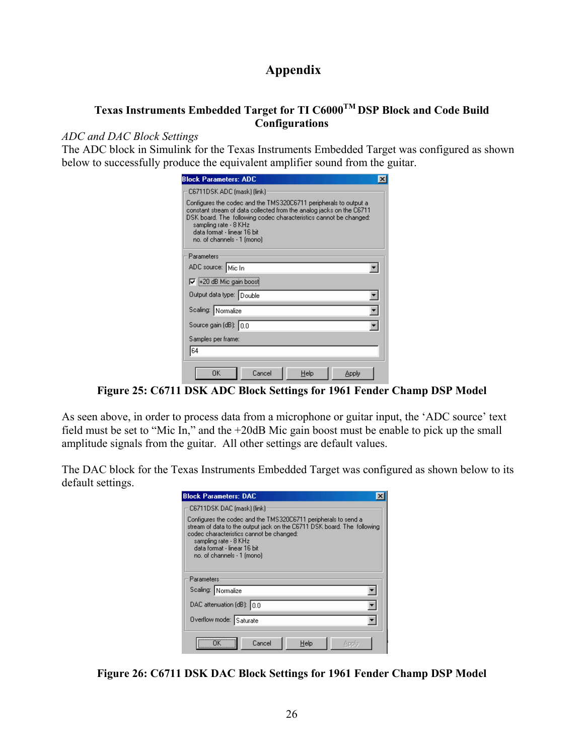# Appendix

### Texas Instruments Embedded Target for TI C6000™ DSP Block and Code Build Configurations

*ADC and DAC Block Settings*

The ADC block in Simulink for the Texas Instruments Embedded Target was configured as shown below to successfully produce the equivalent amplifier sound from the guitar.

**Figure 25: C6711 DSK ADC Block Settings for 1961 Fender Champ DSP Model**

As seen above, in order to process data from a microphone or guitar input, the 'ADC source' text field must be set to "Mic In," and the +20dB Mic gain boost must be enable to pick up the small amplitude signals from the guitar. All other settings are default values.

The DAC block for the Texas Instruments Embedded Target was configured as shown below to its default settings.

**Figure 26: C6711 DSK DAC Block Settings for 1961 Fender Champ DSP Model**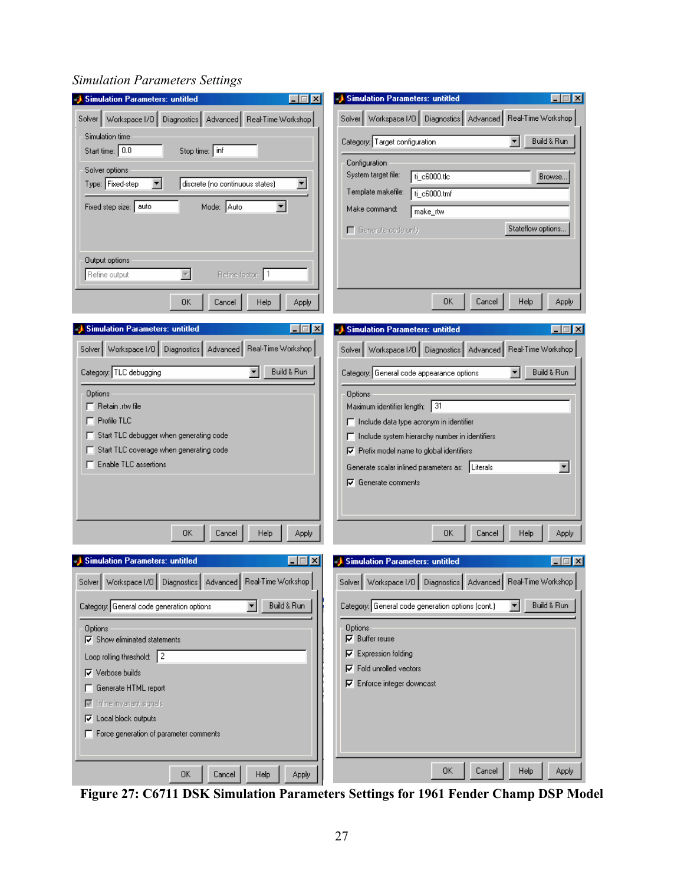*Simulation Parameters Settings*

**Figure 27: C6711 DSK Simulation Parameters Settings for 1961 Fender Champ DSP Model**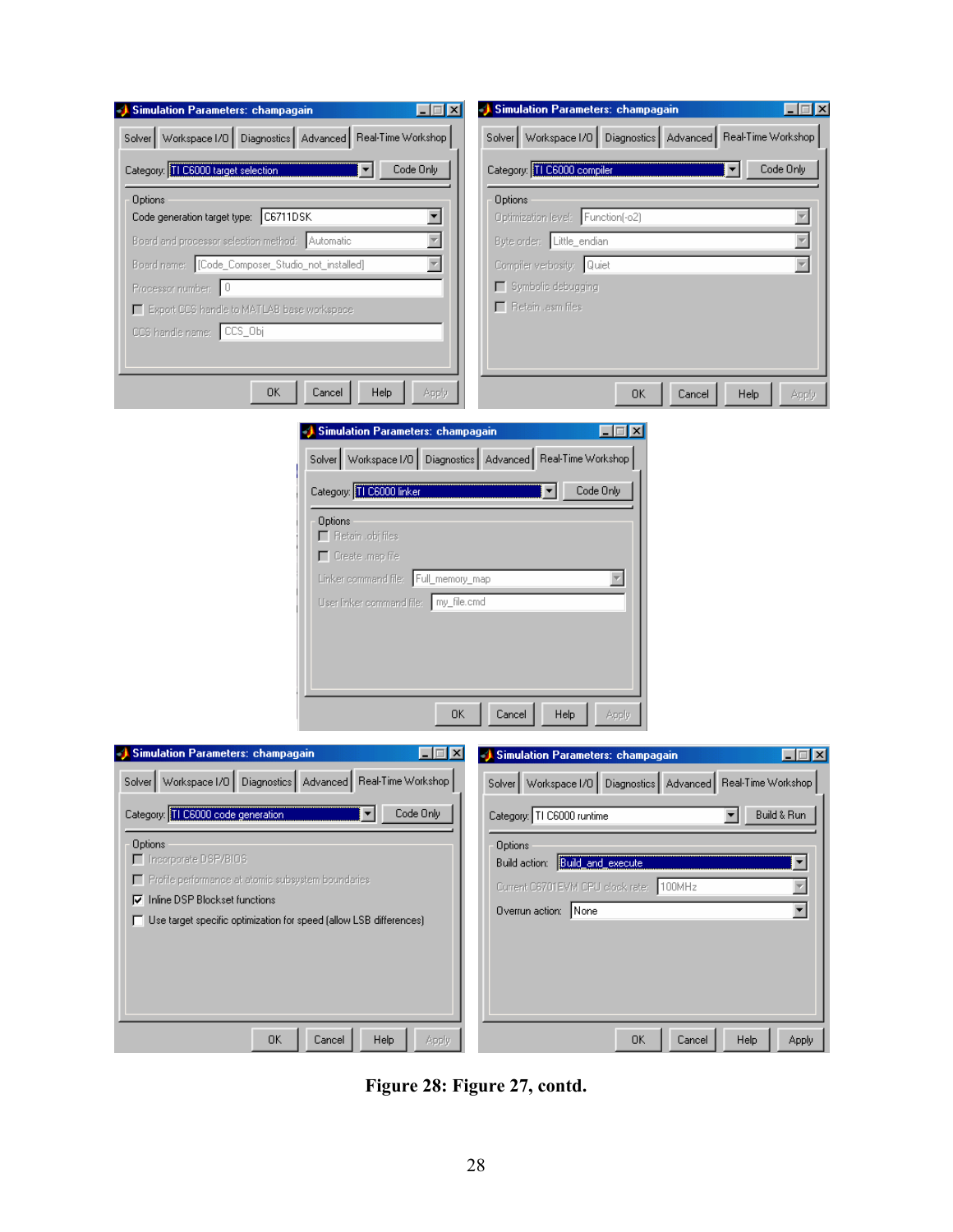**Figure 28: Figure 27, contd.**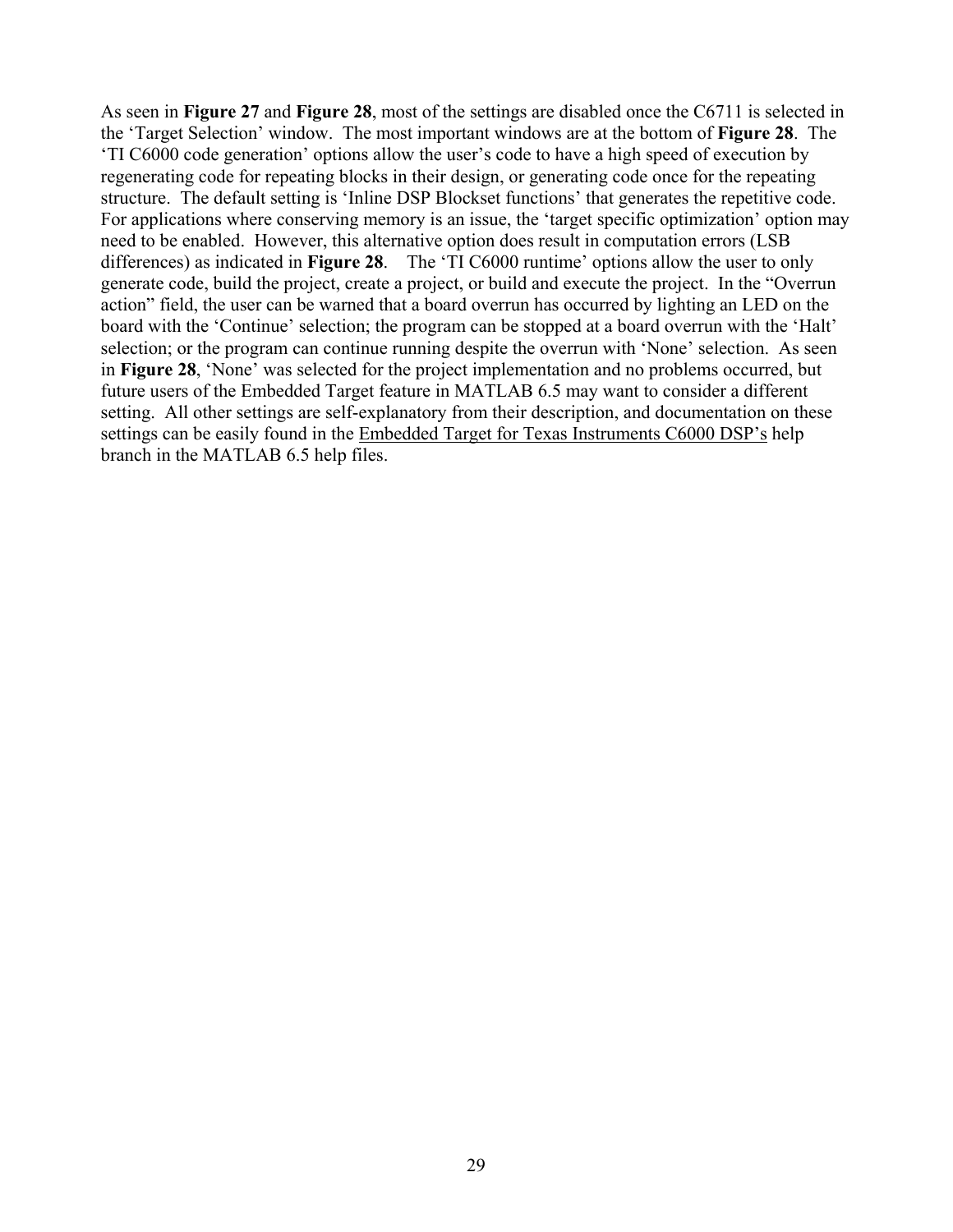As seen in **Figure 27** and **Figure 28**, most of the settings are disabled once the C6711 is selected in the 'Target Selection' window. The most important windows are at the bottom of **Figure 28**. The 'TI C6000 code generation' options allow the user's code to have a high speed of execution by regenerating code for repeating blocks in their design, or generating code once for the repeating structure. The default setting is 'Inline DSP Blockset functions' that generates the repetitive code. For applications where conserving memory is an issue, the 'target specific optimization' option may need to be enabled. However, this alternative option does result in computation errors (LSB differences) as indicated in **Figure 28**. The 'TI C6000 runtime' options allow the user to only generate code, build the project, create a project, or build and execute the project. In the "Overrun action" field, the user can be warned that a board overrun has occurred by lighting an LED on the board with the 'Continue' selection; the program can be stopped at a board overrun with the 'Halt' selection; or the program can continue running despite the overrun with 'None' selection. As seen in **Figure 28**, 'None' was selected for the project implementation and no problems occurred, but future users of the Embedded Target feature in MATLAB 6.5 may want to consider a different setting. All other settings are self-explanatory from their description, and documentation on these settings can be easily found in the <u>Embedded Target for Texas Instruments C6000 DSP's</u> help branch in the MATLAB 6.5 help files.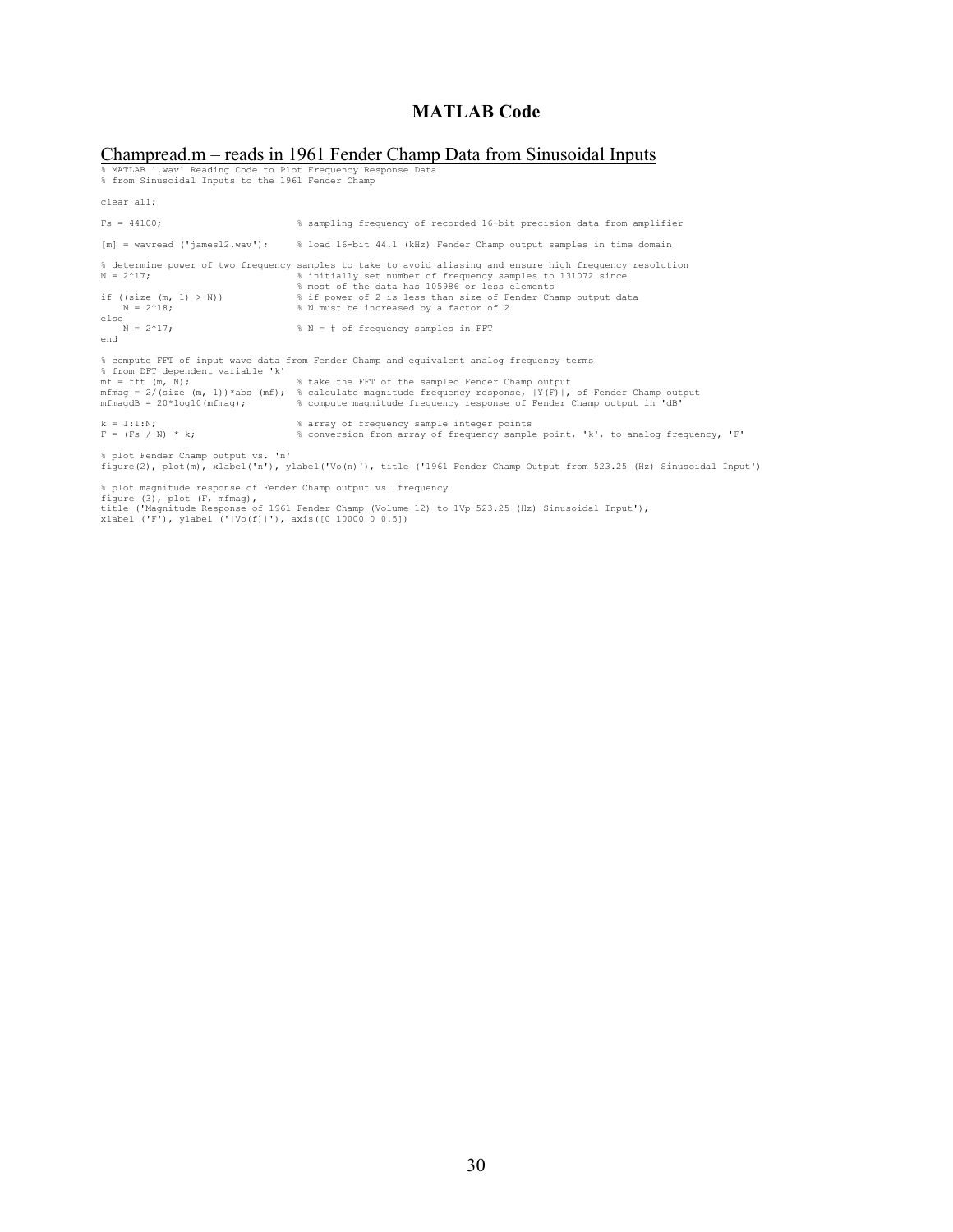# MATLAB Code

## Champread.m – reads in 1961 Fender Champ Data from Sinusoidal Inputs

```
% MATLAB '.wav' Reading Code to Plot Frequency Response Data
% from Sinusoidal Inputs to the 1961 Fender Champ

clear all;

Fs = 44100;                         % sampling frequency of recorded 16-bit precision data from amplifier

[m] = wavread ('james12.wav');      % load 16-bit 44.1 (kHz) Fender Champ output samples in time domain

% determine power of two frequency samples to take to avoid aliasing and ensure high frequency resolution
N = 2^17;                           % initially set number of frequency samples to 131072 since
                                    % most of the data has 105986 or less elements
if ((size (m, 1) > N))              % if power of 2 is less than size of Fender Champ output data
    N = 2^18;                       % N must be increased by a factor of 2
else
    N = 2^17;                       % N = # of frequency samples in FFT
end

% compute FFT of input wave data from Fender Champ and equivalent analog frequency terms
% from DFT dependent variable 'k'
mf = fft (m, N);                    % take the FFT of the sampled Fender Champ output
mfmag = 2/(size (m, 1))*abs (mf);   % calculate magnitude frequency response, |Y(F)|, of Fender Champ output
mfmagdB = 20*log10(mfmag);          % compute magnitude frequency response of Fender Champ output in 'dB'

k = 1:1:N;                          % array of frequency sample integer points
F = (Fs / N) * k;                   % conversion from array of frequency sample point, 'k', to analog frequency, 'F'

% plot Fender Champ output vs. 'n'
figure(2), plot(m), xlabel('n'), ylabel('Vo(n)'), title ('1961 Fender Champ Output from 523.25 (Hz) Sinusoidal Input')

% plot magnitude response of Fender Champ output vs. frequency
figure (3), plot (F, mfmag),
title ('Magnitude Response of 1961 Fender Champ (Volume 12) to 1Vp 523.25 (Hz) Sinusoidal Input'),
xlabel ('F'), ylabel ('|Vo(f)|'), axis([0 10000 0 0.5])
```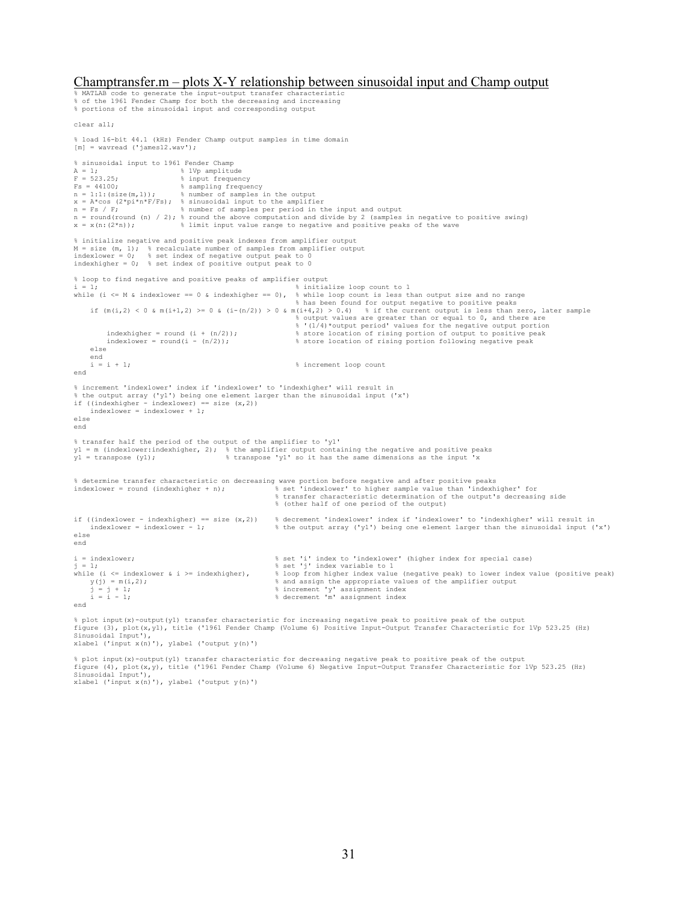# Champtransfer.m – plots X-Y relationship between sinusoidal input and Champ output

```
% MATLAB code to generate the input-output transfer characteristic
% of the 1961 Fender Champ for both the decreasing and increasing
% portions of the sinusoidal input and corresponding output

clear all;

% load 16-bit 44.1 (kHz) Fender Champ output samples in time domain
[m] = wavread ('james12.wav');

% sinusoidal input to 1961 Fender Champ
A = 1;                   % 1Vp amplitude
F = 523.25;              % input frequency
Fs = 44100;              % sampling frequency
n = 1:1:(size(m,1));     % number of samples in the output
x = A*cos (2*pi*n*F/Fs); % sinusoidal input to the amplifier
n = Fs / F;              % number of samples per period in the input and output
n = round(round (n) / 2); % round the above computation and divide by 2 (samples in negative to positive swing)
x = x(n:(2*n));          % limit input value range to negative and positive peaks of the wave

% initialize negative and positive peak indexes from amplifier output
M = size (m, 1);  % recalculate number of samples from amplifier output
indexlower = 0;   % set index of negative output peak to 0
indexhigher = 0;  % set index of positive output peak to 0

% loop to find negative and positive peaks of amplifier output
i = 1;                                              % initialize loop count to 1
while (i <= M & indexlower == 0 & indexhigher == 0),  % while loop count is less than output size and no range
                                                    % has been found for output negative to positive peaks
    if (m(i,2) < 0 & m(i+1,2) >= 0 & (i-(n/2)) > 0 & m(i+4,2) > 0.4)   % if the current output is less than zero, later sample
                                                    % output values are greater than or equal to 0, and there are
                                                    % '(1/4)*output period' values for the negative output portion
        indexhigher = round (i + (n/2));            % store location of rising portion of output to positive peak
        indexlower = round(i - (n/2));              % store location of rising portion following negative peak
    else
    end
    i = i + 1;                                      % increment loop count
end

% increment 'indexlower' index if 'indexlower' to 'indexhigher' will result in
% the output array ('y1') being one element larger than the sinusoidal input ('x')
if ((indexhigher - indexlower) == size (x,2))
    indexlower = indexlower + 1;
else
end

% transfer half the period of the output of the amplifier to 'y1'
y1 = m (indexlower:indexhigher, 2);  % the amplifier output containing the negative and positive peaks
y1 = transpose (y1);                 % transpose 'y1' so it has the same dimensions as the input 'x


% determine transfer characteristic on decreasing wave portion before negative and after positive peaks
indexlower = round (indexhigher + n);           % set 'indexlower' to higher sample value than 'indexhigher' for
                                                % transfer characteristic determination of the output's decreasing side
                                                % (other half of one period of the output)

if ((indexlower - indexhigher) == size (x,2))   % decrement 'indexlower' index if 'indexlower' to 'indexhigher' will result in
    indexlower = indexlower - 1;                % the output array ('y1') being one element larger than the sinusoidal input ('x')
else
end

i = indexlower;                                 % set 'i' index to 'indexlower' (higher index for special case)
j = 1;                                          % set 'j' index variable to 1
while (i <= indexlower & i >= indexhigher),     % loop from higher index value (negative peak) to lower index value (positive peak)
    y(j) = m(i,2);                              % and assign the appropriate values of the amplifier output
    j = j + 1;                                  % increment 'y' assignment index
    i = i - 1;                                  % decrement 'm' assignment index
end

% plot input(x)-output(y1) transfer characteristic for increasing negative peak to positive peak of the output
figure (3), plot(x,y1), title ('1961 Fender Champ (Volume 6) Positive Input-Output Transfer Characteristic for 1Vp 523.25 (Hz)
Sinusoidal Input'),
xlabel ('input x(n)'), ylabel ('output y(n)')

% plot input(x)-output(y1) transfer characteristic for decreasing negative peak to positive peak of the output
figure (4), plot(x,y), title ('1961 Fender Champ (Volume 6) Negative Input-Output Transfer Characteristic for 1Vp 523.25 (Hz)
Sinusoidal Input'),
xlabel ('input x(n)'), ylabel ('output y(n)')
```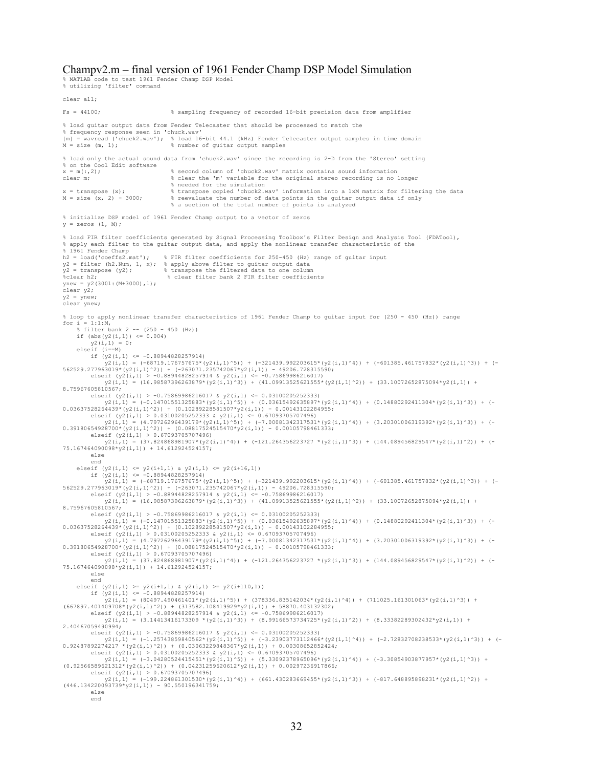Champv2.m – final version of 1961 Fender Champ DSP Model Simulation

```
% MATLAB code to test 1961 Fender Champ DSP Model
% utilizing 'filter' command

clear all;

Fs = 44100;                     % sampling frequency of recorded 16-bit precision data from amplifier

% load guitar output data from Fender Telecaster that should be processed to match the
% frequency response seen in 'chuck.wav'
[m] = wavread ('chuck2.wav');  % load 16-bit 44.1 (kHz) Fender Telecaster output samples in time domain
M = size (m, 1);               % number of output guitar samples

% load only the actual sound data from 'chuck2.wav' since the recording is 2-D from the 'Stereo' setting
% on the Cool Edit software
x = m(:,2);                    % second column of 'chuck2.wav' matrix contains sound information
clear m;                       % clear the 'm' variable for the original stereo recording is no longer
                               % needed for the simulation
x = transpose (x);             % transpose copied 'chuck2.wav' information into a 1xM matrix for filtering the data
M = size (x, 2) - 3000;        % reevaluate the number of data points in the guitar output data if only
                               % a section of the total number of points is analyzed

% initialize DSP model of 1961 Fender Champ output to a vector of zeros
y = zeros (1, M);

% load FIR filter coefficients generated by Signal Processing Toolbox's Filter Design and Analysis Tool (FDATool),
% apply each filter to the guitar output data, and apply the nonlinear transfer characteristic of the
% 1961 Fender Champ
h2 = load('coeffs2.mat');    % FIR filter coefficients for 250-450 (Hz) range of guitar input
y2 = filter (h2.Num, 1, x);  % apply above filter to guitar output data
y2 = transpose (y2);         % transpose the filtered data to one column
%clear h2;                    % clear filter bank 2 FIR filter coefficients
ynew = y2(3001:(M+3000),1);
clear y2;
y2 = ynew;
clear ynew;

% loop to apply nonlinear transfer characteristics of 1961 Fender Champ to guitar input for (250 - 450 (Hz)) range
for i = 1:1:M,
    % filter bank 2 -- (250 - 450 (Hz))
    if (abs(y2(i,1)) <= 0.004)
        y2(i,1) = 0;
    elseif (i==M)
        if (y2(i,1) <= -0.88944828257914)
            y2(i,1) = (-68719.176757675*(y2(i,1)^5)) + (-321439.992203615*(y2(i,1)^4)) + (-601385.461757832*(y2(i,1)^3)) + (-
562529.277963019*(y2(i,1)^2)) + (-263071.235742067*y2(i,1)) - 49206.728315590;
        elseif (y2(i,1) > -0.88944828257914 & y2(i,1) <= -0.75869986216017)
            y2(i,1) = (16.98587396263879*(y2(i,1)^3)) + (41.09913525621555*(y2(i,1)^2)) + (33.10072652875094*y2(i,1)) +
8.75967605810567;
        elseif (y2(i,1) > -0.75869986216017 & y2(i,1) <= 0.03100205252333)
            y2(i,1) = (-0.14701551325883*(y2(i,1)^5)) + (0.03615492635897*(y2(i,1)^4)) + (0.14880292411304*(y2(i,1)^3)) + (-
0.03637528264439*(y2(i,1)^2)) + (0.10289228581507*y2(i,1)) - 0.00143102284955;
        elseif (y2(i,1) > 0.03100205252333 & y2(i,1) <= 0.67093705707496)
            y2(i,1) = (4.79726296439179*(y2(i,1)^5)) + (-7.00081342317531*(y2(i,1)^4)) + (3.20301006319392*(y2(i,1)^3)) + (-
0.39180654928700*(y2(i,1)^2)) + (0.08817524515470*y2(i,1)) - 0.00105798461333;
        elseif (y2(i,1) > 0.67093705707496)
            y2(i,1) = (37.824868981907*(y2(i,1)^4)) + (-121.264356223727 *(y2(i,1)^3)) + (144.089456829547*(y2(i,1)^2)) + (-
75.167464090098*y2(i,1)) + 14.612924524157;
        else
        end
    elseif (y2(i,1) <= y2(i+1,1) & y2(i,1) <= y2(i+16,1))
        if (y2(i,1) <= -0.88944828257914)
            y2(i,1) = (-68719.176757675*(y2(i,1)^5)) + (-321439.992203615*(y2(i,1)^4)) + (-601385.461757832*(y2(i,1)^3)) + (-
562529.277963019*(y2(i,1)^2)) + (-263071.235742067*y2(i,1)) - 49206.728315590;
        elseif (y2(i,1) > -0.88944828257914 & y2(i,1) <= -0.75869986216017)
            y2(i,1) = (16.98587396263879*(y2(i,1)^3)) + (41.09913525621555*(y2(i,1)^2)) + (33.10072652875094*y2(i,1)) +
8.75967605810567;
        elseif (y2(i,1) > -0.75869986216017 & y2(i,1) <= 0.03100205252333)
            y2(i,1) = (-0.14701551325883*(y2(i,1)^5)) + (0.03615492635897*(y2(i,1)^4)) + (0.14880292411304*(y2(i,1)^3)) + (-
0.03637528264439*(y2(i,1)^2)) + (0.10289228581507*y2(i,1)) - 0.00143102284955;
        elseif (y2(i,1) > 0.03100205252333 & y2(i,1) <= 0.67093705707496)
            y2(i,1) = (4.79726296439179*(y2(i,1)^5)) + (-7.00081342317531*(y2(i,1)^4)) + (3.20301006319392*(y2(i,1)^3)) + (-
0.39180654928700*(y2(i,1)^2)) + (0.08817524515470*y2(i,1)) - 0.00105798461333;
        elseif (y2(i,1) > 0.67093705707496)
            y2(i,1) = (37.824868981907*(y2(i,1)^4)) + (-121.264356223727 *(y2(i,1)^3)) + (144.089456829547*(y2(i,1)^2)) + (-
75.167464090098*y2(i,1)) + 14.612924524157;
        else
        end
    elseif (y2(i,1) >= y2(i+1,1) & y2(i,1) >= y2(i+110,1))
        if (y2(i,1) <= -0.88944828257914)
            y2(i,1) = (80497.490461401*(y2(i,1)^5)) + (378336.835142034*(y2(i,1)^4)) + (711025.161301063*(y2(i,1)^3)) +
(667897.401409708*(y2(i,1)^2)) + (313582.108419929*y2(i,1)) + 58870.403132302;
        elseif (y2(i,1) > -0.88944828257914 & y2(i,1) <= -0.75869986216017)
            y2(i,1) = (3.14413416173309 *(y2(i,1)^3)) + (8.99166573734725*(y2(i,1)^2)) + (8.33382289302432*y2(i,1)) +
2.40467059490994;
        elseif (y2(i,1) > -0.75869986216017 & y2(i,1) <= 0.03100205252333)
            y2(i,1) = (-1.25743859840562*(y2(i,1)^5)) + (-3.23903773112466*(y2(i,1)^4)) + (-2.72832708238533*(y2(i,1)^3)) + (-
0.92487892274217 *(y2(i,1)^2)) + (0.03063229848367*y2(i,1)) + 0.00308652852424;
        elseif (y2(i,1) > 0.03100205252333 & y2(i,1) <= 0.67093705707496)
            y2(i,1) = (-3.04280524415451*(y2(i,1)^5)) + (5.33092378965096*(y2(i,1)^4)) + (-3.30854903877957*(y2(i,1)^3)) +
(0.92566589621312*(y2(i,1)^2)) + (0.04231259620612*y2(i,1)) + 0.00297236917866;
        elseif (y2(i,1) > 0.67093705707496)
            y2(i,1) = (-199.224861301530*(y2(i,1)^4)) + (661.430283669455*(y2(i,1)^3)) + (-817.648895898231*(y2(i,1)^2)) +
(446.134220093739*y2(i,1)) - 90.550196341759;
        else
        end
```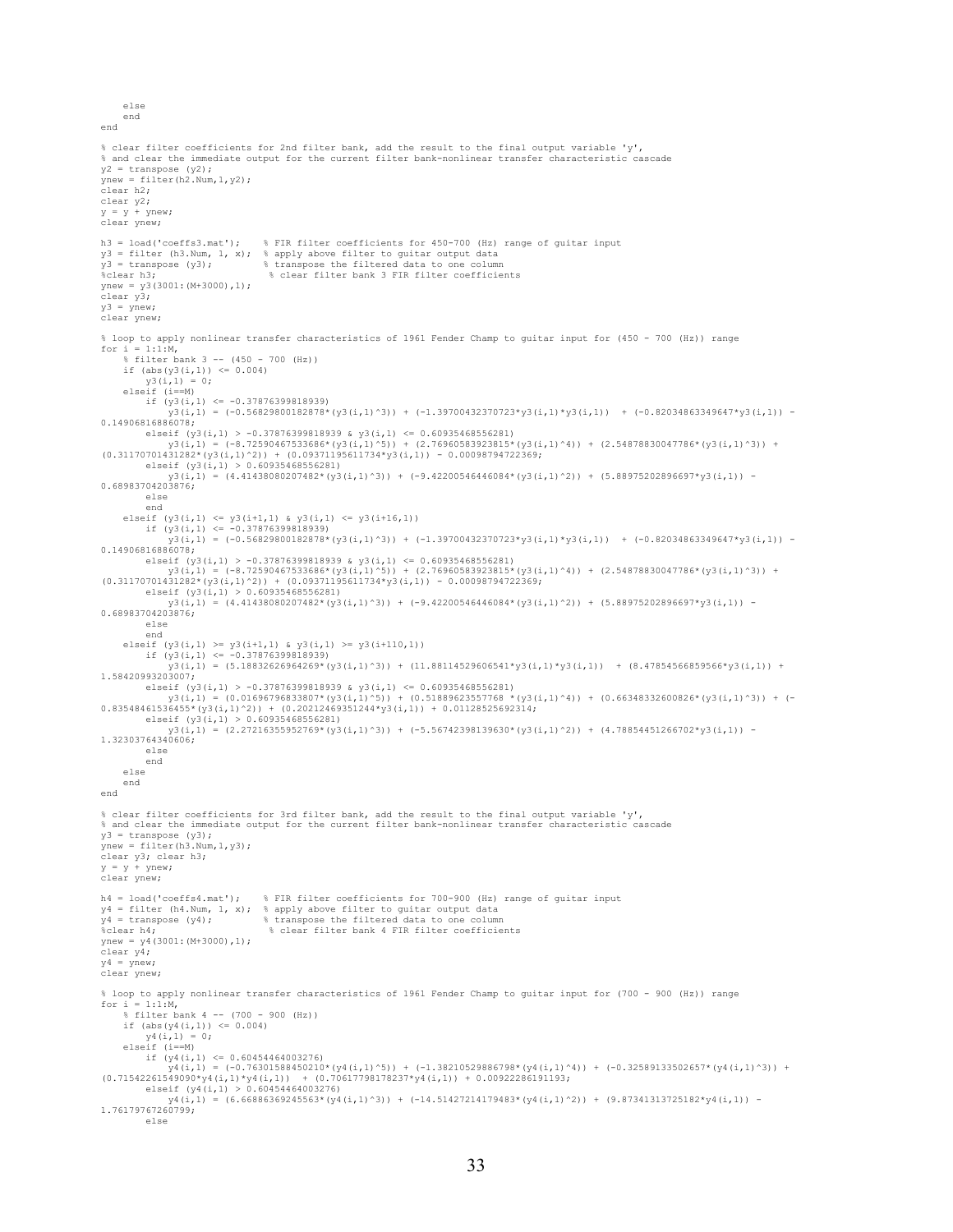```
    else
    end
end

% clear filter coefficients for 2nd filter bank, add the result to the final output variable 'y',
% and clear the immediate output for the current filter bank-nonlinear transfer characteristic cascade
y2 = transpose (y2);
ynew = filter(h2.Num,1,y2);
clear h2;
clear y2;
y = y + ynew;
clear ynew;

h3 = load('coeffs3.mat');    % FIR filter coefficients for 450-700 (Hz) range of guitar input
y3 = filter (h3.Num, 1, x);  % apply above filter to guitar output data
y3 = transpose (y3);         % transpose the filtered data to one column
%clear h3;                    % clear filter bank 3 FIR filter coefficients
ynew = y3(3001:(M+3000),1);
clear y3;
y3 = ynew;
clear ynew;

% loop to apply nonlinear transfer characteristics of 1961 Fender Champ to guitar input for (450 - 700 (Hz)) range
for i = 1:1:M,
    % filter bank 3 -- (450 - 700 (Hz))
    if (abs(y3(i,1)) <= 0.004)
        y3(i,1) = 0;
    elseif (i==M)
        if (y3(i,1) <= -0.37876399818939)
            y3(i,1) = (-0.56829800182878*(y3(i,1)^3)) + (-1.39700432370723*y3(i,1)*y3(i,1))  + (-0.82034863349647*y3(i,1)) - 
0.14906816886078;
        elseif (y3(i,1) > -0.37876399818939 & y3(i,1) <= 0.60935468556281)
            y3(i,1) = (-8.72590467533686*(y3(i,1)^5)) + (2.76960583923815*(y3(i,1)^4)) + (2.54878830047786*(y3(i,1)^3)) + 
(0.31170701431282*(y3(i,1)^2)) + (0.09371195611734*y3(i,1)) - 0.00098794722369;
        elseif (y3(i,1) > 0.60935468556281)
            y3(i,1) = (4.41438080207482*(y3(i,1)^3)) + (-9.42200546446084*(y3(i,1)^2)) + (5.88975202896697*y3(i,1)) - 
0.68983704203876;
        else
        end
    elseif (y3(i,1) <= y3(i+1,1) & y3(i,1) <= y3(i+16,1))
        if (y3(i,1) <= -0.37876399818939)
            y3(i,1) = (-0.56829800182878*(y3(i,1)^3)) + (-1.39700432370723*y3(i,1)*y3(i,1))  + (-0.82034863349647*y3(i,1)) - 
0.14906816886078;
        elseif (y3(i,1) > -0.37876399818939 & y3(i,1) <= 0.60935468556281)
            y3(i,1) = (-8.72590467533686*(y3(i,1)^5)) + (2.76960583923815*(y3(i,1)^4)) + (2.54878830047786*(y3(i,1)^3)) + 
(0.31170701431282*(y3(i,1)^2)) + (0.09371195611734*y3(i,1)) - 0.00098794722369;
        elseif (y3(i,1) > 0.60935468556281)
            y3(i,1) = (4.41438080207482*(y3(i,1)^3)) + (-9.42200546446084*(y3(i,1)^2)) + (5.88975202896697*y3(i,1)) - 
0.68983704203876;
        else
        end
    elseif (y3(i,1) >= y3(i+1,1) & y3(i,1) >= y3(i+110,1))
        if (y3(i,1) <= -0.37876399818939)
            y3(i,1) = (5.18832626964269*(y3(i,1)^3)) + (11.88114529606541*y3(i,1)*y3(i,1))  + (8.47854566859566*y3(i,1)) + 
1.58420993203007;
        elseif (y3(i,1) > -0.37876399818939 & y3(i,1) <= 0.60935468556281)
            y3(i,1) = (0.01696796833807*(y3(i,1)^5)) + (0.51889623557768 *(y3(i,1)^4)) + (0.66348332600826*(y3(i,1)^3)) + (-
0.83548461536455*(y3(i,1)^2)) + (0.20212469351244*y3(i,1)) + 0.01128525692314;
        elseif (y3(i,1) > 0.60935468556281)
            y3(i,1) = (2.27216355952769*(y3(i,1)^3)) + (-5.56742398139630*(y3(i,1)^2)) + (4.78854451266702*y3(i,1)) - 
1.32303764340606;
        else
        end
    else
    end
end

% clear filter coefficients for 3rd filter bank, add the result to the final output variable 'y',
% and clear the immediate output for the current filter bank-nonlinear transfer characteristic cascade
y3 = transpose (y3);
ynew = filter(h3.Num,1,y3);
clear y3; clear h3;
y = y + ynew;
clear ynew;

h4 = load('coeffs4.mat');    % FIR filter coefficients for 700-900 (Hz) range of guitar input
y4 = filter (h4.Num, 1, x);  % apply above filter to guitar output data
y4 = transpose (y4);         % transpose the filtered data to one column
%clear h4;                    % clear filter bank 4 FIR filter coefficients
ynew = y4(3001:(M+3000),1);
clear y4;
y4 = ynew;
clear ynew;

% loop to apply nonlinear transfer characteristics of 1961 Fender Champ to guitar input for (700 - 900 (Hz)) range
for i = 1:1:M,
    % filter bank 4 -- (700 - 900 (Hz))
    if (abs(y4(i,1)) <= 0.004)
        y4(i,1) = 0;
    elseif (i==M)
        if (y4(i,1) <= 0.60454464003276)
            y4(i,1) = (-0.76301588450210*(y4(i,1)^5)) + (-1.38210529886798*(y4(i,1)^4)) + (-0.32589133502657*(y4(i,1)^3)) + 
(0.71542261549090*y4(i,1)*y4(i,1))  + (0.70617798178237*y4(i,1)) + 0.00922286191193;
        elseif (y4(i,1) > 0.60454464003276)
            y4(i,1) = (6.66886369245563*(y4(i,1)^3)) + (-14.51427214179483*(y4(i,1)^2)) + (9.87341313725182*y4(i,1)) - 
1.76179767260799;
        else
```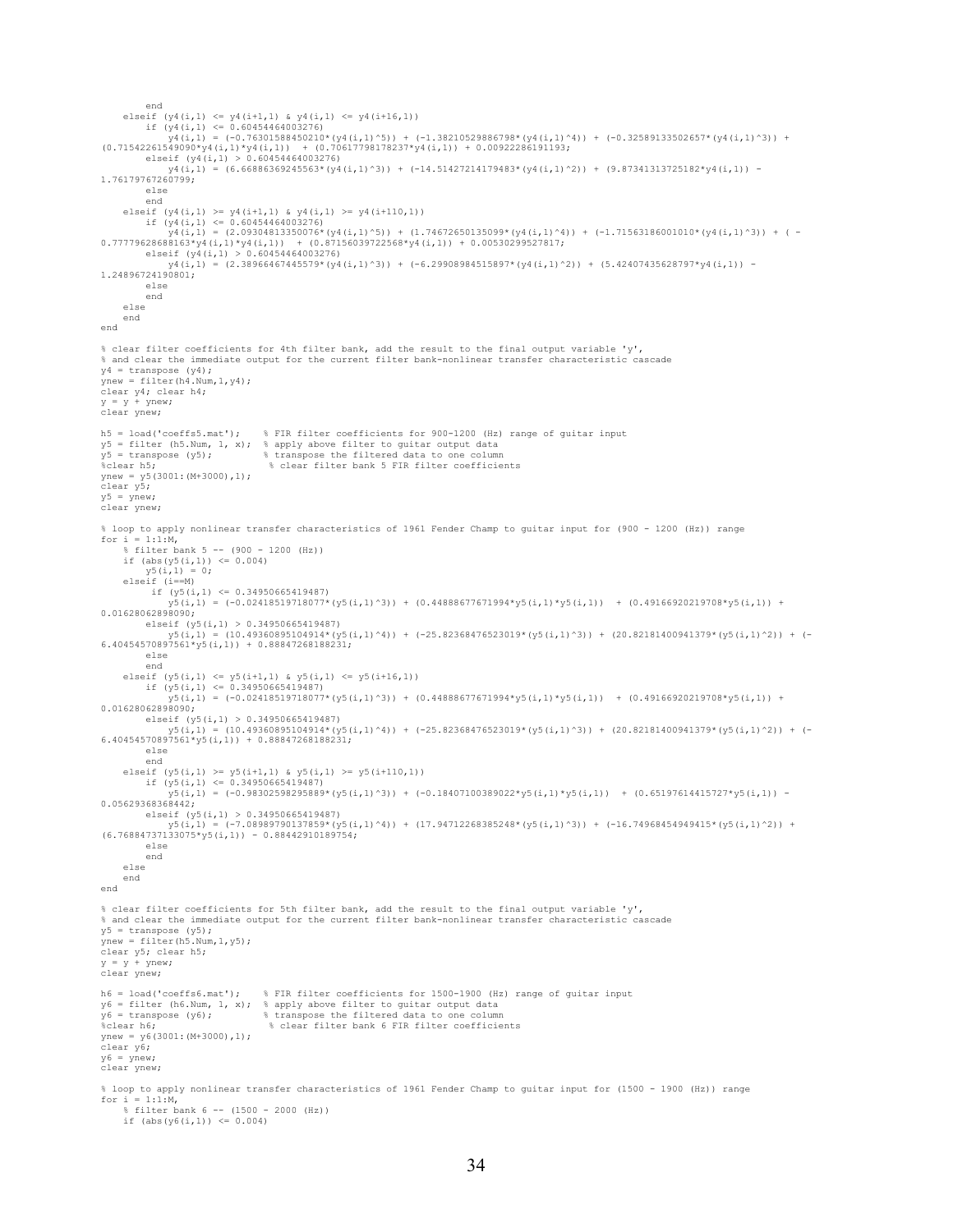```
        end
    elseif (y4(i,1) <= y4(i+1,1) & y4(i,1) <= y4(i+16,1))
        if (y4(i,1) <= 0.60454464003276)
            y4(i,1) = (-0.76301588450210*(y4(i,1)^5)) + (-1.38210529886798*(y4(i,1)^4)) + (-0.32589133502657*(y4(i,1)^3)) +
(0.71542261549090*y4(i,1)*y4(i,1))  + (0.70617798178237*y4(i,1)) + 0.00922286191193;
        elseif (y4(i,1) > 0.60454464003276)
            y4(i,1) = (6.66886369245563*(y4(i,1)^3)) + (-14.51427214179483*(y4(i,1)^2)) + (9.87341313725182*y4(i,1)) -
1.76179767260799;
        else
        end
    elseif (y4(i,1) >= y4(i+1,1) & y4(i,1) >= y4(i+110,1))
        if (y4(i,1) <= 0.60454464003276)
            y4(i,1) = (2.09304813350076*(y4(i,1)^5)) + (1.74672650135099*(y4(i,1)^4)) + (-1.71563186001010*(y4(i,1)^3)) + ( -
0.77779628688163*y4(i,1)*y4(i,1))  + (0.87156039722568*y4(i,1)) + 0.00530299527817;
        elseif (y4(i,1) > 0.60454464003276)
            y4(i,1) = (2.38966467445579*(y4(i,1)^3)) + (-6.29908984515897*(y4(i,1)^2)) + (5.42407435628797*y4(i,1)) -
1.24896724190801;
        else
        end
    else
    end
end

% clear filter coefficients for 4th filter bank, add the result to the final output variable 'y',
% and clear the immediate output for the current filter bank-nonlinear transfer characteristic cascade
y4 = transpose (y4);
ynew = filter(h4.Num,1,y4);
clear y4; clear h4;
y = y + ynew;
clear ynew;

h5 = load('coeffs5.mat');    % FIR filter coefficients for 900-1200 (Hz) range of guitar input
y5 = filter (h5.Num, 1, x);  % apply above filter to guitar output data
y5 = transpose (y5);         % transpose the filtered data to one column
%clear h5;                    % clear filter bank 5 FIR filter coefficients
ynew = y5(3001:(M+3000),1);
clear y5;
y5 = ynew;
clear ynew;

% loop to apply nonlinear transfer characteristics of 1961 Fender Champ to guitar input for (900 - 1200 (Hz)) range
for i = 1:1:M,
    % filter bank 5 -- (900 - 1200 (Hz))
    if (abs(y5(i,1)) <= 0.004)
        y5(i,1) = 0;
    elseif (i==M)
         if (y5(i,1) <= 0.34950665419487)
            y5(i,1) = (-0.02418519718077*(y5(i,1)^3)) + (0.44888677671994*y5(i,1)*y5(i,1))  + (0.49166920219708*y5(i,1)) +
0.01628062898090;
        elseif (y5(i,1) > 0.34950665419487)
            y5(i,1) = (10.49360895104914*(y5(i,1)^4)) + (-25.82368476523019*(y5(i,1)^3)) + (20.82181400941379*(y5(i,1)^2)) + (-
6.40454570897561*y5(i,1)) + 0.88847268188231;
        else
        end
    elseif (y5(i,1) <= y5(i+1,1) & y5(i,1) <= y5(i+16,1))
        if (y5(i,1) <= 0.34950665419487)
            y5(i,1) = (-0.02418519718077*(y5(i,1)^3)) + (0.44888677671994*y5(i,1)*y5(i,1))  + (0.49166920219708*y5(i,1)) +
0.01628062898090;
        elseif (y5(i,1) > 0.34950665419487)
            y5(i,1) = (10.49360895104914*(y5(i,1)^4)) + (-25.82368476523019*(y5(i,1)^3)) + (20.82181400941379*(y5(i,1)^2)) + (-
6.40454570897561*y5(i,1)) + 0.88847268188231;
        else
        end
    elseif (y5(i,1) >= y5(i+1,1) & y5(i,1) >= y5(i+110,1))
        if (y5(i,1) <= 0.34950665419487)
            y5(i,1) = (-0.98302598295889*(y5(i,1)^3)) + (-0.18407100389022*y5(i,1)*y5(i,1))  + (0.65197614415727*y5(i,1)) -
0.05629368368442;
        elseif (y5(i,1) > 0.34950665419487)
            y5(i,1) = (-7.08989790137859*(y5(i,1)^4)) + (17.94712268385248*(y5(i,1)^3)) + (-16.74968454949415*(y5(i,1)^2)) +
(6.76884737133075*y5(i,1)) - 0.88442910189754;
        else
        end
    else
    end
end

% clear filter coefficients for 5th filter bank, add the result to the final output variable 'y',
% and clear the immediate output for the current filter bank-nonlinear transfer characteristic cascade
y5 = transpose (y5);
ynew = filter(h5.Num,1,y5);
clear y5; clear h5;
y = y + ynew;
clear ynew;

h6 = load('coeffs6.mat');    % FIR filter coefficients for 1500-1900 (Hz) range of guitar input
y6 = filter (h6.Num, 1, x);  % apply above filter to guitar output data
y6 = transpose (y6);         % transpose the filtered data to one column
%clear h6;                    % clear filter bank 6 FIR filter coefficients
ynew = y6(3001:(M+3000),1);
clear y6;
y6 = ynew;
clear ynew;

% loop to apply nonlinear transfer characteristics of 1961 Fender Champ to guitar input for (1500 - 1900 (Hz)) range
for i = 1:1:M,
    % filter bank 6 -- (1500 - 2000 (Hz))
    if (abs(y6(i,1)) <= 0.004)
```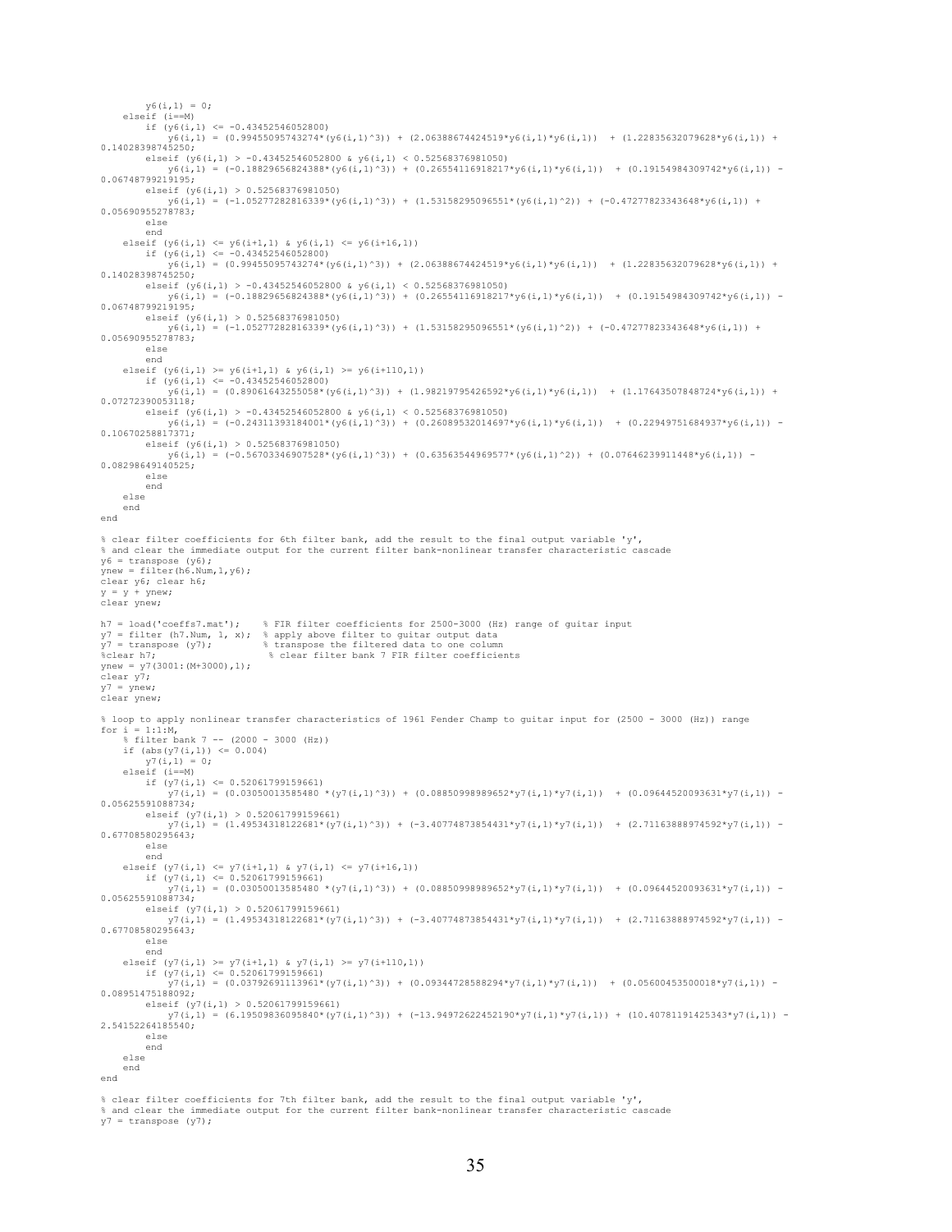```
        y6(i,1) = 0;
    elseif (i==M)
        if (y6(i,1) <= -0.43452546052800)
            y6(i,1) = (0.99455095743274*(y6(i,1)^3)) + (2.06388674424519*y6(i,1)*y6(i,1))  + (1.22835632079628*y6(i,1)) +
0.14028398745250;
        elseif (y6(i,1) > -0.43452546052800 & y6(i,1) < 0.52568376981050)
            y6(i,1) = (-0.18829656824388*(y6(i,1)^3)) + (0.26554116918217*y6(i,1)*y6(i,1))  + (0.19154984309742*y6(i,1)) -
0.06748799219195;
        elseif (y6(i,1) > 0.52568376981050)
            y6(i,1) = (-1.05277282816339*(y6(i,1)^3)) + (1.53158295096551*(y6(i,1)^2)) + (-0.47277823343648*y6(i,1)) +
0.05690955278783;
        else
        end
    elseif (y6(i,1) <= y6(i+1,1) & y6(i,1) <= y6(i+16,1))
        if (y6(i,1) <= -0.43452546052800)
            y6(i,1) = (0.99455095743274*(y6(i,1)^3)) + (2.06388674424519*y6(i,1)*y6(i,1))  + (1.22835632079628*y6(i,1)) +
0.14028398745250;
        elseif (y6(i,1) > -0.43452546052800 & y6(i,1) < 0.52568376981050)
            y6(i,1) = (-0.18829656824388*(y6(i,1)^3)) + (0.26554116918217*y6(i,1)*y6(i,1))  + (0.19154984309742*y6(i,1)) -
0.06748799219195;
        elseif (y6(i,1) > 0.52568376981050)
            y6(i,1) = (-1.05277282816339*(y6(i,1)^3)) + (1.53158295096551*(y6(i,1)^2)) + (-0.47277823343648*y6(i,1)) +
0.05690955278783;
        else
        end
    elseif (y6(i,1) >= y6(i+1,1) & y6(i,1) >= y6(i+110,1))
        if (y6(i,1) <= -0.43452546052800)
            y6(i,1) = (0.89061643255058*(y6(i,1)^3)) + (1.98219795426592*y6(i,1)*y6(i,1))  + (1.17643507848724*y6(i,1)) +
0.07272390053118;
        elseif (y6(i,1) > -0.43452546052800 & y6(i,1) < 0.52568376981050)
            y6(i,1) = (-0.24311393184001*(y6(i,1)^3)) + (0.26089532014697*y6(i,1)*y6(i,1))  + (0.22949751684937*y6(i,1)) -
0.10670258817371;
        elseif (y6(i,1) > 0.52568376981050)
            y6(i,1) = (-0.56703346907528*(y6(i,1)^3)) + (0.63563544969577*(y6(i,1)^2)) + (0.07646239911448*y6(i,1)) -
0.08298649140525;
        else
        end
    else
    end
end

% clear filter coefficients for 6th filter bank, add the result to the final output variable 'y',
% and clear the immediate output for the current filter bank-nonlinear transfer characteristic cascade
y6 = transpose (y6);
ynew = filter(h6.Num,1,y6);
clear y6; clear h6;
y = y + ynew;
clear ynew;

h7 = load('coeffs7.mat');    % FIR filter coefficients for 2500-3000 (Hz) range of guitar input
y7 = filter (h7.Num, 1, x);  % apply above filter to guitar output data
y7 = transpose (y7);         % transpose the filtered data to one column
%clear h7;                    % clear filter bank 7 FIR filter coefficients
ynew = y7(3001:(M+3000),1);
clear y7;
y7 = ynew;
clear ynew;

% loop to apply nonlinear transfer characteristics of 1961 Fender Champ to guitar input for (2500 - 3000 (Hz)) range
for i = 1:1:M,
    % filter bank 7 -- (2000 - 3000 (Hz))
    if (abs(y7(i,1)) <= 0.004)
        y7(i,1) = 0;
    elseif (i==M)
        if (y7(i,1) <= 0.52061799159661)
            y7(i,1) = (0.03050013585480 *(y7(i,1)^3)) + (0.08850998989652*y7(i,1)*y7(i,1))  + (0.09644520093631*y7(i,1)) -
0.05625591088734;
        elseif (y7(i,1) > 0.52061799159661)
            y7(i,1) = (1.49534318122681*(y7(i,1)^3)) + (-3.40774873854431*y7(i,1)*y7(i,1))  + (2.71163888974592*y7(i,1)) -
0.67708580295643;
        else
        end
    elseif (y7(i,1) <= y7(i+1,1) & y7(i,1) <= y7(i+16,1))
        if (y7(i,1) <= 0.52061799159661)
            y7(i,1) = (0.03050013585480 *(y7(i,1)^3)) + (0.08850998989652*y7(i,1)*y7(i,1))  + (0.09644520093631*y7(i,1)) -
0.05625591088734;
        elseif (y7(i,1) > 0.52061799159661)
            y7(i,1) = (1.49534318122681*(y7(i,1)^3)) + (-3.40774873854431*y7(i,1)*y7(i,1))  + (2.71163888974592*y7(i,1)) -
0.67708580295643;
        else
        end
    elseif (y7(i,1) >= y7(i+1,1) & y7(i,1) >= y7(i+110,1))
        if (y7(i,1) <= 0.52061799159661)
            y7(i,1) = (0.03792691113961*(y7(i,1)^3)) + (0.09344728588294*y7(i,1)*y7(i,1))  + (0.05600453500018*y7(i,1)) -
0.08951475188092;
        elseif (y7(i,1) > 0.52061799159661)
            y7(i,1) = (6.19509836095840*(y7(i,1)^3)) + (-13.94972622452190*y7(i,1)*y7(i,1)) + (10.40781191425343*y7(i,1)) -
2.54152264185540;
        else
        end
    else
    end
end

% clear filter coefficients for 7th filter bank, add the result to the final output variable 'y',
% and clear the immediate output for the current filter bank-nonlinear transfer characteristic cascade
y7 = transpose (y7);
```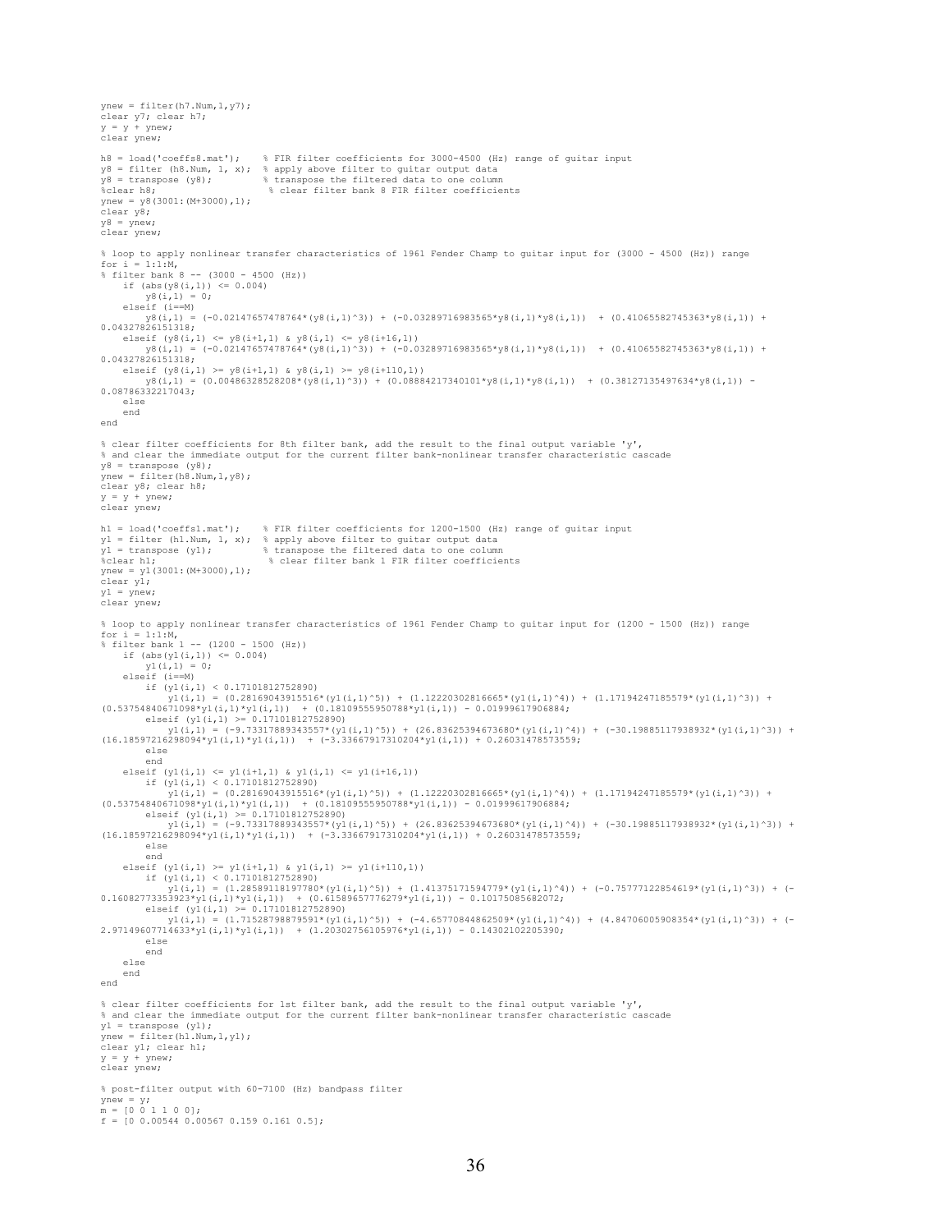```
ynew = filter(h7.Num,1,y7);
clear y7; clear h7;
y = y + ynew;
clear ynew;

h8 = load('coeffs8.mat');    % FIR filter coefficients for 3000-4500 (Hz) range of guitar input
y8 = filter (h8.Num, 1, x);  % apply above filter to guitar output data
y8 = transpose (y8);         % transpose the filtered data to one column
%clear h8;                    % clear filter bank 8 FIR filter coefficients
ynew = y8(3001:(M+3000),1);
clear y8;
y8 = ynew;
clear ynew;

% loop to apply nonlinear transfer characteristics of 1961 Fender Champ to guitar input for (3000 - 4500 (Hz)) range
for i = 1:1:M,
% filter bank 8 -- (3000 - 4500 (Hz))
    if (abs(y8(i,1)) <= 0.004)
        y8(i,1) = 0;
    elseif (i==M)
        y8(i,1) = (-0.02147657478764*(y8(i,1)^3)) + (-0.03289716983565*y8(i,1)*y8(i,1))  + (0.41065582745363*y8(i,1)) +
0.04327826151318;
    elseif (y8(i,1) <= y8(i+1,1) & y8(i,1) <= y8(i+16,1))
        y8(i,1) = (-0.02147657478764*(y8(i,1)^3)) + (-0.03289716983565*y8(i,1)*y8(i,1))  + (0.41065582745363*y8(i,1)) +
0.04327826151318;
    elseif (y8(i,1) >= y8(i+1,1) & y8(i,1) >= y8(i+110,1))
        y8(i,1) = (0.00486328528208*(y8(i,1)^3)) + (0.08884217340101*y8(i,1)*y8(i,1))  + (0.38127135497634*y8(i,1)) -
0.08786332217043;
    else
    end
end

% clear filter coefficients for 8th filter bank, add the result to the final output variable 'y',
% and clear the immediate output for the current filter bank-nonlinear transfer characteristic cascade
y8 = transpose (y8);
ynew = filter(h8.Num,1,y8);
clear y8; clear h8;
y = y + ynew;
clear ynew;

h1 = load('coeffs1.mat');    % FIR filter coefficients for 1200-1500 (Hz) range of guitar input
y1 = filter (h1.Num, 1, x);  % apply above filter to guitar output data
y1 = transpose (y1);         % transpose the filtered data to one column
%clear h1;                    % clear filter bank 1 FIR filter coefficients
ynew = y1(3001:(M+3000),1);
clear y1;
y1 = ynew;
clear ynew;

% loop to apply nonlinear transfer characteristics of 1961 Fender Champ to guitar input for (1200 - 1500 (Hz)) range
for i = 1:1:M,
% filter bank 1 -- (1200 - 1500 (Hz))
    if (abs(y1(i,1)) <= 0.004)
        y1(i,1) = 0;
    elseif (i==M)
        if (y1(i,1) < 0.17101812752890)
            y1(i,1) = (0.28169043915516*(y1(i,1)^5)) + (1.12220302816665*(y1(i,1)^4)) + (1.17194247185579*(y1(i,1)^3)) +
(0.53754840671098*y1(i,1)*y1(i,1))  + (0.18109555950788*y1(i,1)) - 0.01999617906884;
        elseif (y1(i,1) >= 0.17101812752890)
            y1(i,1) = (-9.73317889343557*(y1(i,1)^5)) + (26.83625394673680*(y1(i,1)^4)) + (-30.19885117938932*(y1(i,1)^3)) +
(16.18597216298094*y1(i,1)*y1(i,1))  + (-3.33667917310204*y1(i,1)) + 0.26031478573559;
        else
        end
    elseif (y1(i,1) <= y1(i+1,1) & y1(i,1) <= y1(i+16,1))
        if (y1(i,1) < 0.17101812752890)
            y1(i,1) = (0.28169043915516*(y1(i,1)^5)) + (1.12220302816665*(y1(i,1)^4)) + (1.17194247185579*(y1(i,1)^3)) +
(0.53754840671098*y1(i,1)*y1(i,1))  + (0.18109555950788*y1(i,1)) - 0.01999617906884;
        elseif (y1(i,1) >= 0.17101812752890)
            y1(i,1) = (-9.73317889343557*(y1(i,1)^5)) + (26.83625394673680*(y1(i,1)^4)) + (-30.19885117938932*(y1(i,1)^3)) +
(16.18597216298094*y1(i,1)*y1(i,1))  + (-3.33667917310204*y1(i,1)) + 0.26031478573559;
        else
        end
    elseif (y1(i,1) >= y1(i+1,1) & y1(i,1) >= y1(i+110,1))
        if (y1(i,1) < 0.17101812752890)
            y1(i,1) = (1.28589118197780*(y1(i,1)^5)) + (1.41375171594779*(y1(i,1)^4)) + (-0.75777122854619*(y1(i,1)^3)) + (-
0.16082773353923*y1(i,1)*y1(i,1))  + (0.61589657776279*y1(i,1)) - 0.10175085682072;
        elseif (y1(i,1) >= 0.17101812752890)
            y1(i,1) = (1.71528798879591*(y1(i,1)^5)) + (-4.65770844862509*(y1(i,1)^4)) + (4.84706005908354*(y1(i,1)^3)) + (-
2.97149607714633*y1(i,1)*y1(i,1))  + (1.20302756105976*y1(i,1)) - 0.14302102205390;
        else
        end
    else
    end
end

% clear filter coefficients for 1st filter bank, add the result to the final output variable 'y',
% and clear the immediate output for the current filter bank-nonlinear transfer characteristic cascade
y1 = transpose (y1);
ynew = filter(h1.Num,1,y1);
clear y1; clear h1;
y = y + ynew;
clear ynew;

% post-filter output with 60-7100 (Hz) bandpass filter
ynew = y;
m = [0 0 1 1 0 0];
f = [0 0.00544 0.00567 0.159 0.161 0.5];
```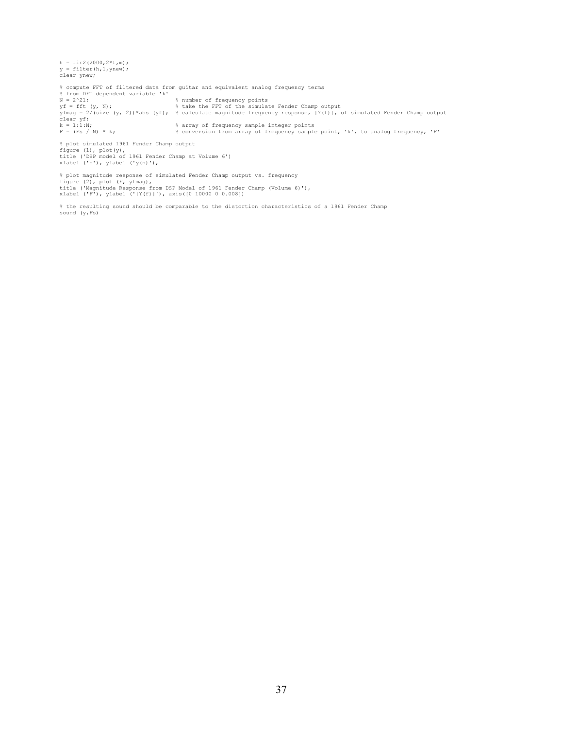```
h = fir2(2000,2*f,m);
y = filter(h,1,ynew);
clear ynew;

% compute FFT of filtered data from guitar and equivalent analog frequency terms
% from DFT dependent variable 'k'
N = 2^21;                           % number of frequency points
yf = fft (y, N);                    % take the FFT of the simulate Fender Champ output
yfmag = 2/(size (y, 2))*abs (yf);  % calculate magnitude frequency response, |Y(f)|, of simulated Fender Champ output
clear yf;
k = 1:1:N;                          % array of frequency sample integer points
F = (Fs / N) * k;                   % conversion from array of frequency sample point, 'k', to analog frequency, 'F'

% plot simulated 1961 Fender Champ output
figure (1), plot(y),
title ('DSP model of 1961 Fender Champ at Volume 6')
xlabel ('n'), ylabel ('y(n)'),

% plot magnitude response of simulated Fender Champ output vs. frequency
figure (2), plot (F, yfmag),
title ('Magnitude Response from DSP Model of 1961 Fender Champ (Volume 6)'),
xlabel ('F'), ylabel ('|Y(f)|'), axis([0 10000 0 0.008])

% the resulting sound should be comparable to the distortion characteristics of a 1961 Fender Champ
sound (y,Fs)
```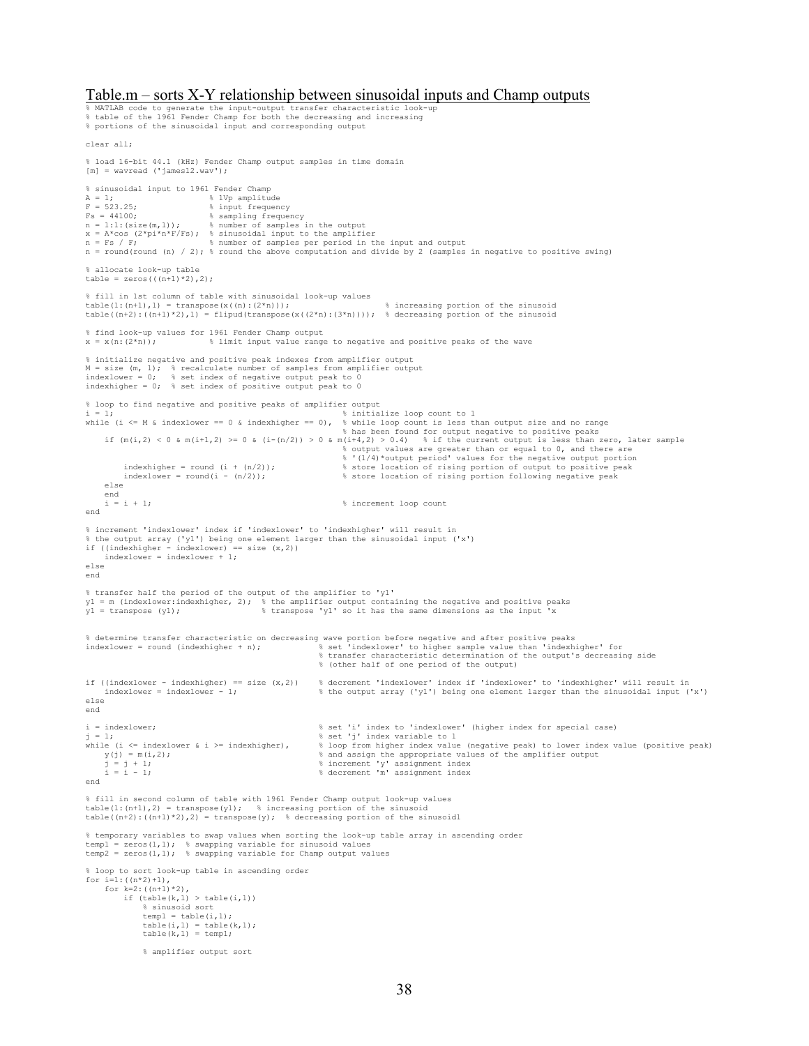## Table.m – sorts X-Y relationship between sinusoidal inputs and Champ outputs

```
% MATLAB code to generate the input-output transfer characteristic look-up
% table of the 1961 Fender Champ for both the decreasing and increasing
% portions of the sinusoidal input and corresponding output

clear all;

% load 16-bit 44.1 (kHz) Fender Champ output samples in time domain
[m] = wavread ('james12.wav');

% sinusoidal input to 1961 Fender Champ
A = 1;                  % 1Vp amplitude
F = 523.25;             % input frequency
Fs = 44100;             % sampling frequency
n = 1:1:(size(m,1));    % number of samples in the output
x = A*cos (2*pi*n*F/Fs);  % sinusoidal input to the amplifier
n = Fs / F;             % number of samples per period in the input and output
n = round(round (n) / 2); % round the above computation and divide by 2 (samples in negative to positive swing)

% allocate look-up table
table = zeros(((n+1)*2),2);

% fill in 1st column of table with sinusoidal look-up values
table(1:(n+1),1) = transpose(x((n):(2*n)));                  % increasing portion of the sinusoid
table((n+2):((n+1)*2),1) = flipud(transpose(x((2*n):(3*n))));  % decreasing portion of the sinusoid

% find look-up values for 1961 Fender Champ output
x = x(n:(2*n));          % limit input value range to negative and positive peaks of the wave

% initialize negative and positive peak indexes from amplifier output
M = size (m, 1);  % recalculate number of samples from amplifier output
indexlower = 0;   % set index of negative output peak to 0
indexhigher = 0;  % set index of positive output peak to 0

% loop to find negative and positive peaks of amplifier output
i = 1;                                            % initialize loop count to 1
while (i <= M & indexlower == 0 & indexhigher == 0),  % while loop count is less than output size and no range
                                                  % has been found for output negative to positive peaks
    if (m(i,2) < 0 & m(i+1,2) >= 0 & (i-(n/2)) > 0 & m(i+4,2) > 0.4)   % if the current output is less than zero, later sample
                                                  % output values are greater than or equal to 0, and there are
                                                  % '(1/4)*output period' values for the negative output portion
        indexhigher = round (i + (n/2));          % store location of rising portion of output to positive peak
        indexlower = round(i - (n/2));            % store location of rising portion following negative peak
    else
    end
    i = i + 1;                                    % increment loop count
end

% increment 'indexlower' index if 'indexlower' to 'indexhigher' will result in
% the output array ('y1') being one element larger than the sinusoidal input ('x')
if ((indexhigher - indexlower) == size (x,2))
    indexlower = indexlower + 1;
else
end

% transfer half the period of the output of the amplifier to 'y1'
y1 = m (indexlower:indexhigher, 2);  % the amplifier output containing the negative and positive peaks
y1 = transpose (y1);                 % transpose 'y1' so it has the same dimensions as the input 'x


% determine transfer characteristic on decreasing wave portion before negative and after positive peaks
indexlower = round (indexhigher + n);            % set 'indexlower' to higher sample value than 'indexhigher' for
                                                 % transfer characteristic determination of the output's decreasing side
                                                 % (other half of one period of the output)

if ((indexlower - indexhigher) == size (x,2))    % decrement 'indexlower' index if 'indexlower' to 'indexhigher' will result in
    indexlower = indexlower - 1;                 % the output array ('y1') being one element larger than the sinusoidal input ('x')
else
end

i = indexlower;                                  % set 'i' index to 'indexlower' (higher index for special case)
j = 1;                                           % set 'j' index variable to 1
while (i <= indexlower & i >= indexhigher),      % loop from higher index value (negative peak) to lower index value (positive peak)
    y(j) = m(i,2);                               % and assign the appropriate values of the amplifier output
    j = j + 1;                                   % increment 'y' assignment index
    i = i - 1;                                   % decrement 'm' assignment index
end

% fill in second column of table with 1961 Fender Champ output look-up values
table(1:(n+1),2) = transpose(y1);   % increasing portion of the sinusoid
table((n+2):((n+1)*2),2) = transpose(y);  % decreasing portion of the sinusoid1

% temporary variables to swap values when sorting the look-up table array in ascending order
temp1 = zeros(1,1);  % swapping variable for sinusoid values
temp2 = zeros(1,1);  % swapping variable for Champ output values

% loop to sort look-up table in ascending order
for i=1:((n*2)+1),
    for k=2:((n+1)*2),
        if (table(k,1) > table(i,1))
            % sinusoid sort
            temp1 = table(i,1);
            table(i,1) = table(k,1);
            table(k,1) = temp1;

            % amplifier output sort
```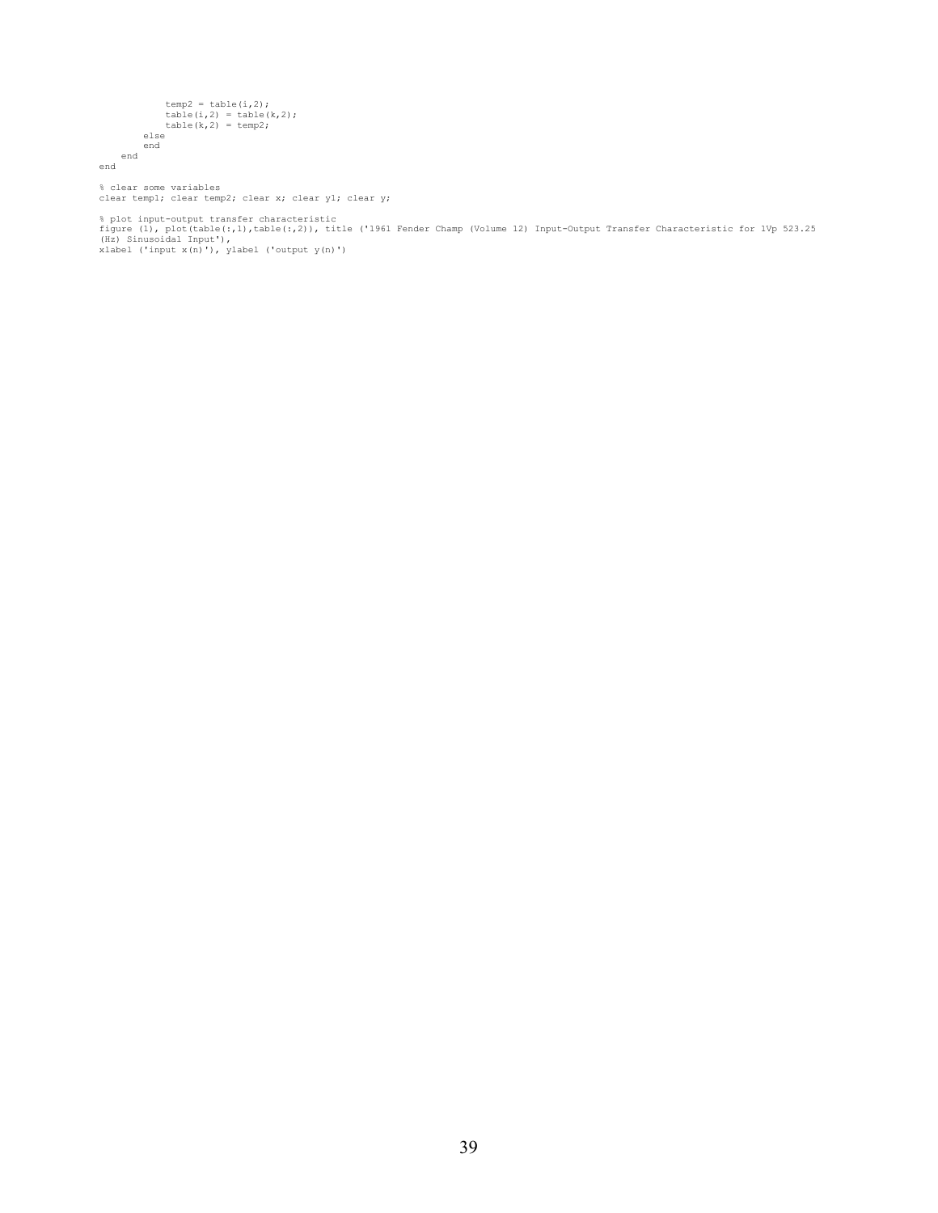```
            temp2 = table(i,2);
            table(i,2) = table(k,2);
            table(k,2) = temp2;
        else
        end
    end
end

% clear some variables
clear temp1; clear temp2; clear x; clear y1; clear y;

% plot input-output transfer characteristic
figure (1), plot(table(:,1),table(:,2)), title ('1961 Fender Champ (Volume 12) Input-Output Transfer Characteristic for 1Vp 523.25
(Hz) Sinusoidal Input'),
xlabel ('input x(n)'), ylabel ('output y(n)')
```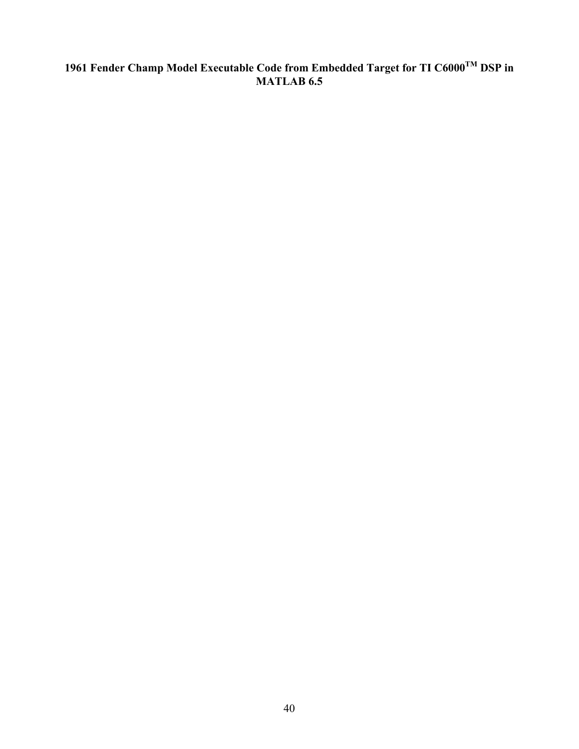# 1961 Fender Champ Model Executable Code from Embedded Target for TI C6000™ DSP in MATLAB 6.5